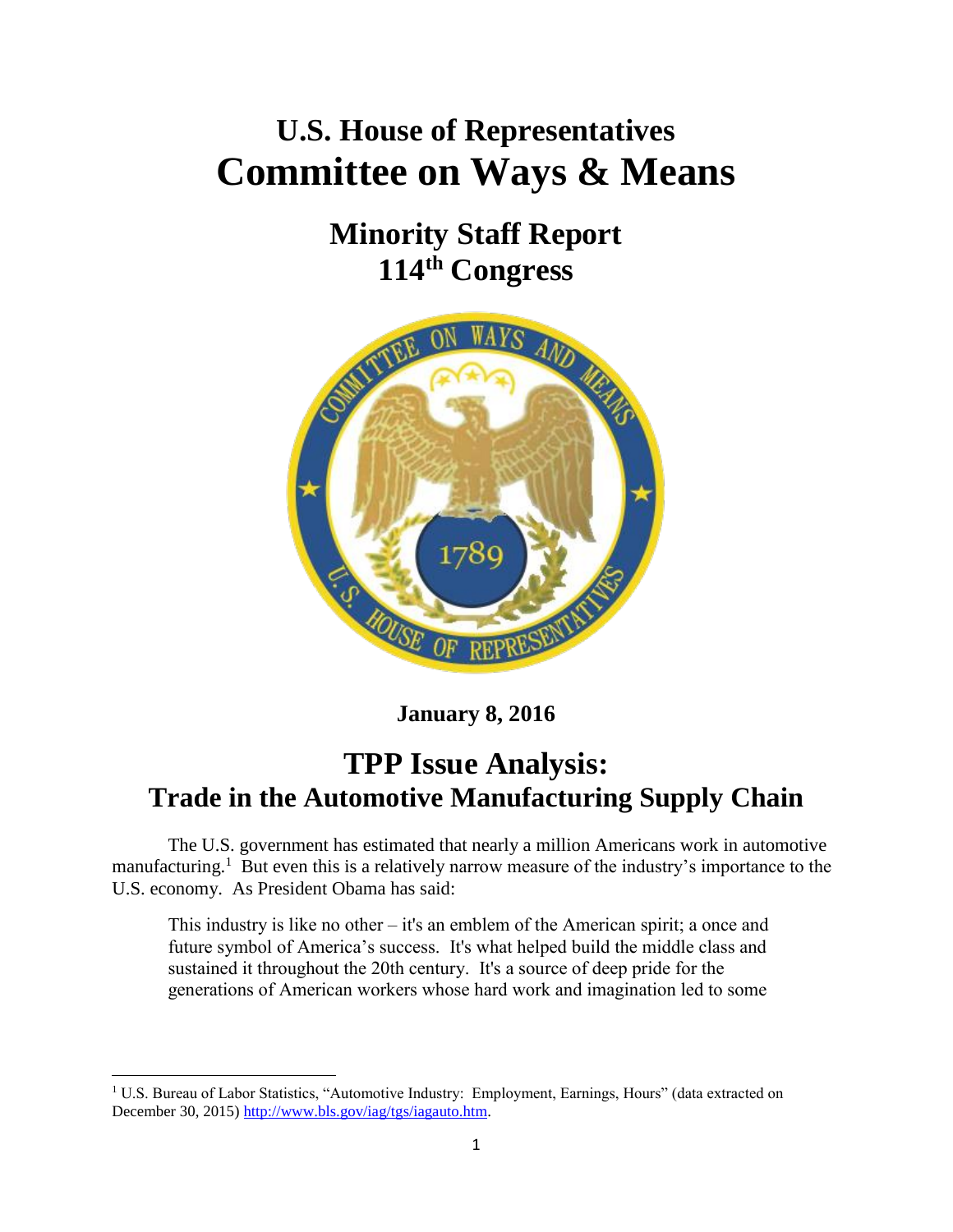# U.S. House of Representatives
# Committee on Ways & Means

## Minority Staff Report
## 114th Congress

**January 8, 2016**

# TPP Issue Analysis:
# Trade in the Automotive Manufacturing Supply Chain

The U.S. government has estimated that nearly a million Americans work in automotive manufacturing.[1] But even this is a relatively narrow measure of the industry's importance to the U.S. economy. As President Obama has said:

> This industry is like no other – it's an emblem of the American spirit; a once and future symbol of America's success. It's what helped build the middle class and sustained it throughout the 20th century. It's a source of deep pride for the generations of American workers whose hard work and imagination led to some

[1] U.S. Bureau of Labor Statistics, "Automotive Industry: Employment, Earnings, Hours" (data extracted on December 30, 2015) http://www.bls.gov/iag/tgs/iagauto.htm.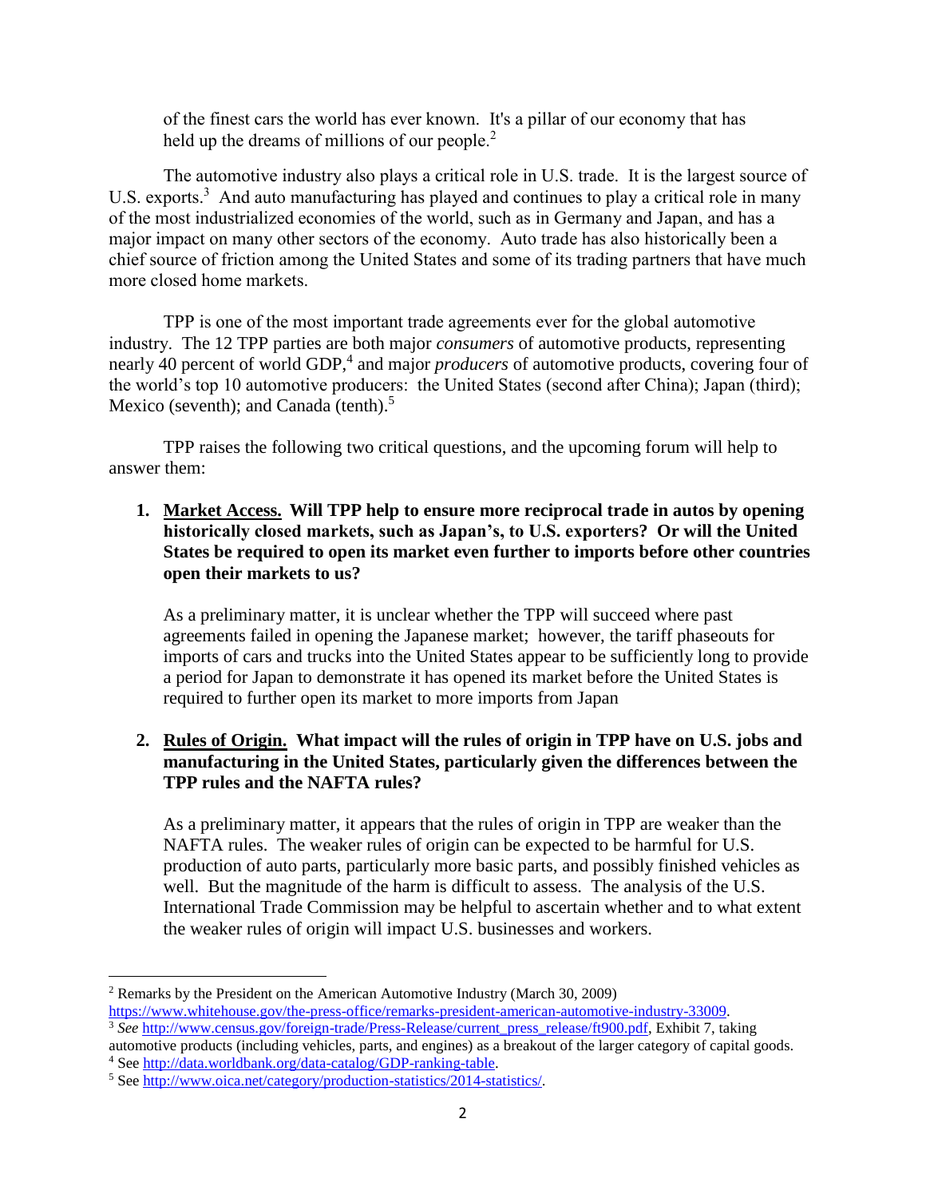of the finest cars the world has ever known. It's a pillar of our economy that has held up the dreams of millions of our people.[2]

The automotive industry also plays a critical role in U.S. trade. It is the largest source of U.S. exports.[3] And auto manufacturing has played and continues to play a critical role in many of the most industrialized economies of the world, such as in Germany and Japan, and has a major impact on many other sectors of the economy. Auto trade has also historically been a chief source of friction among the United States and some of its trading partners that have much more closed home markets.

TPP is one of the most important trade agreements ever for the global automotive industry. The 12 TPP parties are both major *consumers* of automotive products, representing nearly 40 percent of world GDP,[4] and major *producers* of automotive products, covering four of the world's top 10 automotive producers: the United States (second after China); Japan (third); Mexico (seventh); and Canada (tenth).[5]

TPP raises the following two critical questions, and the upcoming forum will help to answer them:

1. **<u>Market Access.</u> Will TPP help to ensure more reciprocal trade in autos by opening historically closed markets, such as Japan's, to U.S. exporters? Or will the United States be required to open its market even further to imports before other countries open their markets to us?**

   As a preliminary matter, it is unclear whether the TPP will succeed where past agreements failed in opening the Japanese market; however, the tariff phaseouts for imports of cars and trucks into the United States appear to be sufficiently long to provide a period for Japan to demonstrate it has opened its market before the United States is required to further open its market to more imports from Japan

2. **<u>Rules of Origin.</u> What impact will the rules of origin in TPP have on U.S. jobs and manufacturing in the United States, particularly given the differences between the TPP rules and the NAFTA rules?**

   As a preliminary matter, it appears that the rules of origin in TPP are weaker than the NAFTA rules. The weaker rules of origin can be expected to be harmful for U.S. production of auto parts, particularly more basic parts, and possibly finished vehicles as well. But the magnitude of the harm is difficult to assess. The analysis of the U.S. International Trade Commission may be helpful to ascertain whether and to what extent the weaker rules of origin will impact U.S. businesses and workers.

---

[2] Remarks by the President on the American Automotive Industry (March 30, 2009) https://www.whitehouse.gov/the-press-office/remarks-president-american-automotive-industry-33009.

[3] *See* http://www.census.gov/foreign-trade/Press-Release/current_press_release/ft900.pdf, Exhibit 7, taking automotive products (including vehicles, parts, and engines) as a breakout of the larger category of capital goods.

[4] See http://data.worldbank.org/data-catalog/GDP-ranking-table.

[5] See http://www.oica.net/category/production-statistics/2014-statistics/.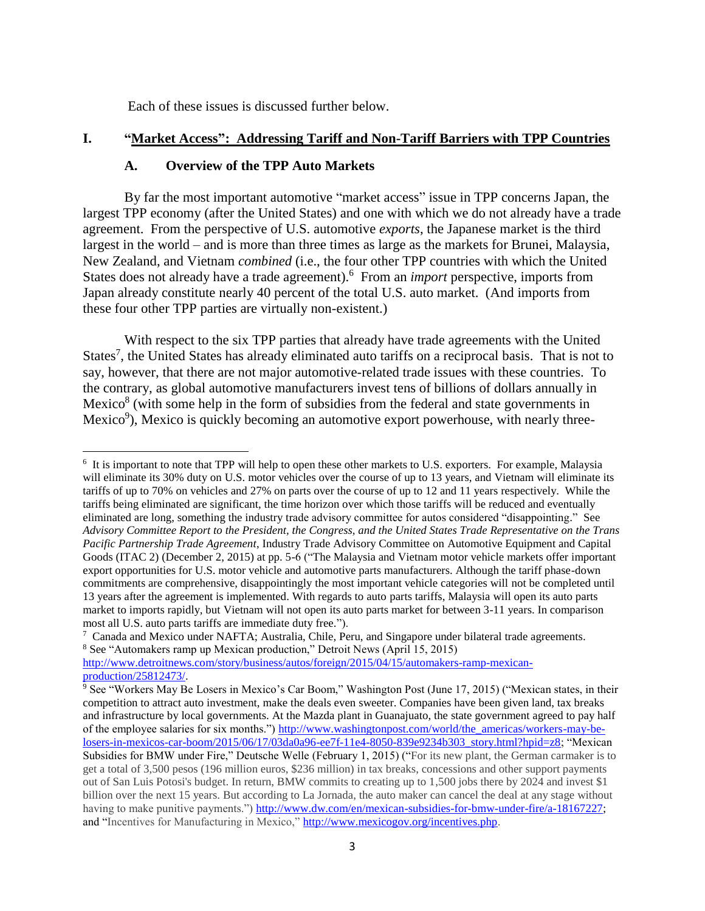Each of these issues is discussed further below.

## I. "Market Access": Addressing Tariff and Non-Tariff Barriers with TPP Countries

### A. Overview of the TPP Auto Markets

By far the most important automotive "market access" issue in TPP concerns Japan, the largest TPP economy (after the United States) and one with which we do not already have a trade agreement. From the perspective of U.S. automotive *exports*, the Japanese market is the third largest in the world – and is more than three times as large as the markets for Brunei, Malaysia, New Zealand, and Vietnam *combined* (i.e., the four other TPP countries with which the United States does not already have a trade agreement).[6] From an *import* perspective, imports from Japan already constitute nearly 40 percent of the total U.S. auto market. (And imports from these four other TPP parties are virtually non-existent.)

With respect to the six TPP parties that already have trade agreements with the United States[7], the United States has already eliminated auto tariffs on a reciprocal basis. That is not to say, however, that there are not major automotive-related trade issues with these countries. To the contrary, as global automotive manufacturers invest tens of billions of dollars annually in Mexico[8] (with some help in the form of subsidies from the federal and state governments in Mexico[9]), Mexico is quickly becoming an automotive export powerhouse, with nearly three-

---

[6] It is important to note that TPP will help to open these other markets to U.S. exporters. For example, Malaysia will eliminate its 30% duty on U.S. motor vehicles over the course of up to 13 years, and Vietnam will eliminate its tariffs of up to 70% on vehicles and 27% on parts over the course of up to 12 and 11 years respectively. While the tariffs being eliminated are significant, the time horizon over which those tariffs will be reduced and eventually eliminated are long, something the industry trade advisory committee for autos considered "disappointing." See *Advisory Committee Report to the President, the Congress, and the United States Trade Representative on the Trans Pacific Partnership Trade Agreement*, Industry Trade Advisory Committee on Automotive Equipment and Capital Goods (ITAC 2) (December 2, 2015) at pp. 5-6 ("The Malaysia and Vietnam motor vehicle markets offer important export opportunities for U.S. motor vehicle and automotive parts manufacturers. Although the tariff phase-down commitments are comprehensive, disappointingly the most important vehicle categories will not be completed until 13 years after the agreement is implemented. With regards to auto parts tariffs, Malaysia will open its auto parts market to imports rapidly, but Vietnam will not open its auto parts market for between 3-11 years. In comparison most all U.S. auto parts tariffs are immediate duty free.").

[7] Canada and Mexico under NAFTA; Australia, Chile, Peru, and Singapore under bilateral trade agreements.

[8] See "Automakers ramp up Mexican production," Detroit News (April 15, 2015) http://www.detroitnews.com/story/business/autos/foreign/2015/04/15/automakers-ramp-mexican-production/25812473/.

[9] See "Workers May Be Losers in Mexico's Car Boom," Washington Post (June 17, 2015) ("Mexican states, in their competition to attract auto investment, make the deals even sweeter. Companies have been given land, tax breaks and infrastructure by local governments. At the Mazda plant in Guanajuato, the state government agreed to pay half of the employee salaries for six months.") http://www.washingtonpost.com/world/the_americas/workers-may-be-losers-in-mexicos-car-boom/2015/06/17/03da0a96-ee7f-11e4-8050-839e9234b303_story.html?hpid=z8; "Mexican Subsidies for BMW under Fire," Deutsche Welle (February 1, 2015) ("For its new plant, the German carmaker is to get a total of 3,500 pesos (196 million euros, $236 million) in tax breaks, concessions and other support payments out of San Luis Potosi's budget. In return, BMW commits to creating up to 1,500 jobs there by 2024 and invest $1 billion over the next 15 years. But according to La Jornada, the auto maker can cancel the deal at any stage without having to make punitive payments.") http://www.dw.com/en/mexican-subsidies-for-bmw-under-fire/a-18167227; and "Incentives for Manufacturing in Mexico," http://www.mexicogov.org/incentives.php.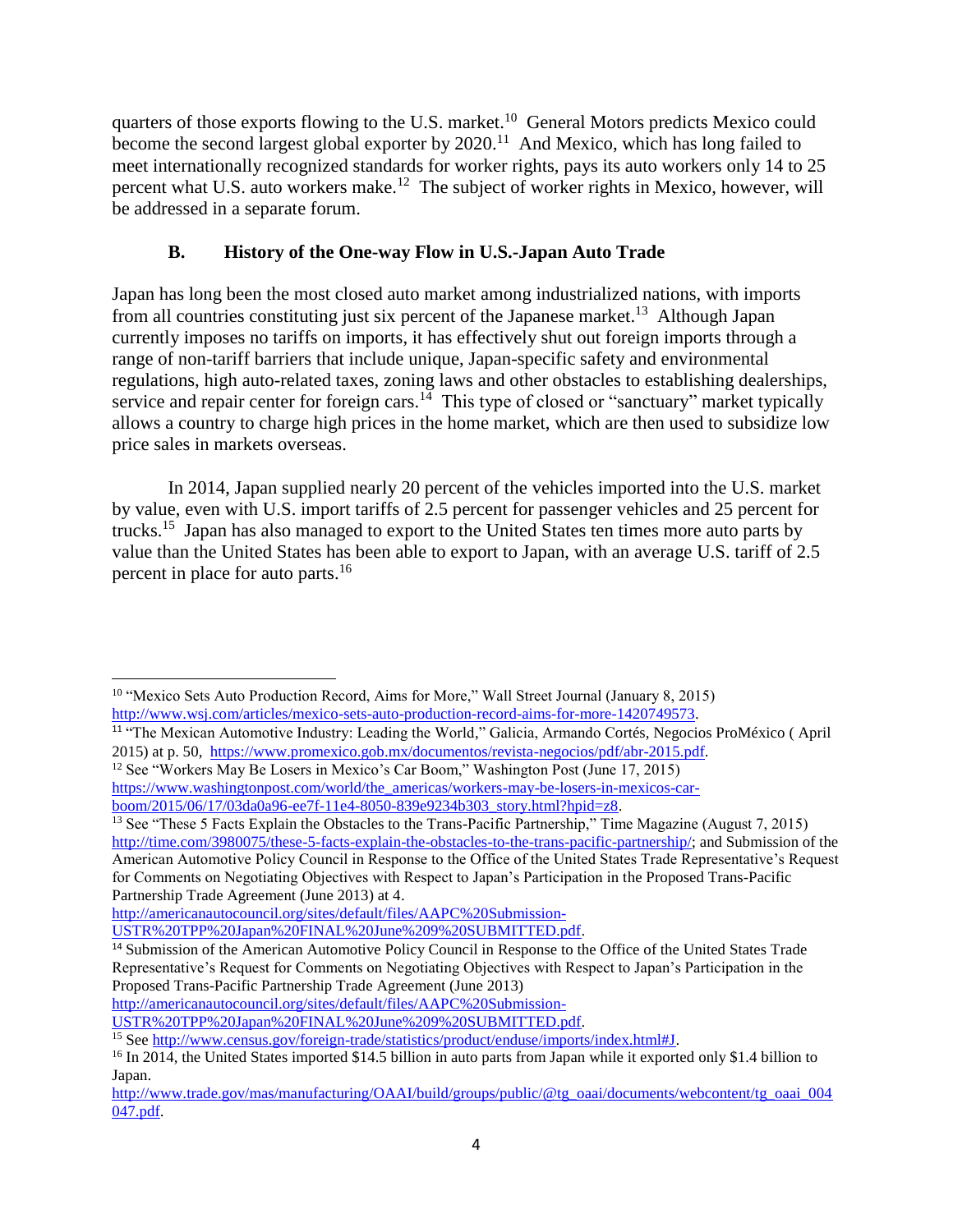quarters of those exports flowing to the U.S. market.[10] General Motors predicts Mexico could become the second largest global exporter by 2020.[11] And Mexico, which has long failed to meet internationally recognized standards for worker rights, pays its auto workers only 14 to 25 percent what U.S. auto workers make.[12] The subject of worker rights in Mexico, however, will be addressed in a separate forum.

### B. History of the One-way Flow in U.S.-Japan Auto Trade

Japan has long been the most closed auto market among industrialized nations, with imports from all countries constituting just six percent of the Japanese market.[13] Although Japan currently imposes no tariffs on imports, it has effectively shut out foreign imports through a range of non-tariff barriers that include unique, Japan-specific safety and environmental regulations, high auto-related taxes, zoning laws and other obstacles to establishing dealerships, service and repair center for foreign cars.[14] This type of closed or "sanctuary" market typically allows a country to charge high prices in the home market, which are then used to subsidize low price sales in markets overseas.

In 2014, Japan supplied nearly 20 percent of the vehicles imported into the U.S. market by value, even with U.S. import tariffs of 2.5 percent for passenger vehicles and 25 percent for trucks.[15] Japan has also managed to export to the United States ten times more auto parts by value than the United States has been able to export to Japan, with an average U.S. tariff of 2.5 percent in place for auto parts.[16]

---

[10] "Mexico Sets Auto Production Record, Aims for More," Wall Street Journal (January 8, 2015) http://www.wsj.com/articles/mexico-sets-auto-production-record-aims-for-more-1420749573.

[11] "The Mexican Automotive Industry: Leading the World," Galicia, Armando Cortés, Negocios ProMéxico ( April 2015) at p. 50, https://www.promexico.gob.mx/documentos/revista-negocios/pdf/abr-2015.pdf.

[12] See "Workers May Be Losers in Mexico's Car Boom," Washington Post (June 17, 2015) https://www.washingtonpost.com/world/the_americas/workers-may-be-losers-in-mexicos-car-boom/2015/06/17/03da0a96-ee7f-11e4-8050-839e9234b303_story.html?hpid=z8.

[13] See "These 5 Facts Explain the Obstacles to the Trans-Pacific Partnership," Time Magazine (August 7, 2015) http://time.com/3980075/these-5-facts-explain-the-obstacles-to-the-trans-pacific-partnership/; and Submission of the American Automotive Policy Council in Response to the Office of the United States Trade Representative's Request for Comments on Negotiating Objectives with Respect to Japan's Participation in the Proposed Trans-Pacific Partnership Trade Agreement (June 2013) at 4. http://americanautocouncil.org/sites/default/files/AAPC%20Submission-USTR%20TPP%20Japan%20FINAL%20June%209%20SUBMITTED.pdf.

[14] Submission of the American Automotive Policy Council in Response to the Office of the United States Trade Representative's Request for Comments on Negotiating Objectives with Respect to Japan's Participation in the Proposed Trans-Pacific Partnership Trade Agreement (June 2013) http://americanautocouncil.org/sites/default/files/AAPC%20Submission-USTR%20TPP%20Japan%20FINAL%20June%209%20SUBMITTED.pdf.

[15] See http://www.census.gov/foreign-trade/statistics/product/enduse/imports/index.html#J.

[16] In 2014, the United States imported $14.5 billion in auto parts from Japan while it exported only $1.4 billion to Japan. http://www.trade.gov/mas/manufacturing/OAAI/build/groups/public/@tg_oaai/documents/webcontent/tg_oaai_004047.pdf.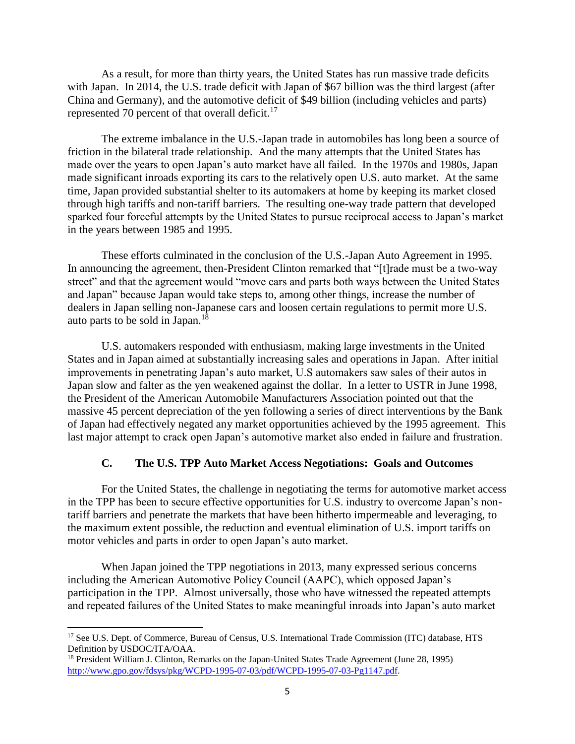As a result, for more than thirty years, the United States has run massive trade deficits with Japan. In 2014, the U.S. trade deficit with Japan of $67 billion was the third largest (after China and Germany), and the automotive deficit of $49 billion (including vehicles and parts) represented 70 percent of that overall deficit.[17]

The extreme imbalance in the U.S.-Japan trade in automobiles has long been a source of friction in the bilateral trade relationship. And the many attempts that the United States has made over the years to open Japan's auto market have all failed. In the 1970s and 1980s, Japan made significant inroads exporting its cars to the relatively open U.S. auto market. At the same time, Japan provided substantial shelter to its automakers at home by keeping its market closed through high tariffs and non-tariff barriers. The resulting one-way trade pattern that developed sparked four forceful attempts by the United States to pursue reciprocal access to Japan's market in the years between 1985 and 1995.

These efforts culminated in the conclusion of the U.S.-Japan Auto Agreement in 1995. In announcing the agreement, then-President Clinton remarked that "[t]rade must be a two-way street" and that the agreement would "move cars and parts both ways between the United States and Japan" because Japan would take steps to, among other things, increase the number of dealers in Japan selling non-Japanese cars and loosen certain regulations to permit more U.S. auto parts to be sold in Japan.[18]

U.S. automakers responded with enthusiasm, making large investments in the United States and in Japan aimed at substantially increasing sales and operations in Japan. After initial improvements in penetrating Japan's auto market, U.S automakers saw sales of their autos in Japan slow and falter as the yen weakened against the dollar. In a letter to USTR in June 1998, the President of the American Automobile Manufacturers Association pointed out that the massive 45 percent depreciation of the yen following a series of direct interventions by the Bank of Japan had effectively negated any market opportunities achieved by the 1995 agreement. This last major attempt to crack open Japan's automotive market also ended in failure and frustration.

### C. The U.S. TPP Auto Market Access Negotiations: Goals and Outcomes

For the United States, the challenge in negotiating the terms for automotive market access in the TPP has been to secure effective opportunities for U.S. industry to overcome Japan's non-tariff barriers and penetrate the markets that have been hitherto impermeable and leveraging, to the maximum extent possible, the reduction and eventual elimination of U.S. import tariffs on motor vehicles and parts in order to open Japan's auto market.

When Japan joined the TPP negotiations in 2013, many expressed serious concerns including the American Automotive Policy Council (AAPC), which opposed Japan's participation in the TPP. Almost universally, those who have witnessed the repeated attempts and repeated failures of the United States to make meaningful inroads into Japan's auto market

---

[17] See U.S. Dept. of Commerce, Bureau of Census, U.S. International Trade Commission (ITC) database, HTS Definition by USDOC/ITA/OAA.

[18] President William J. Clinton, Remarks on the Japan-United States Trade Agreement (June 28, 1995) http://www.gpo.gov/fdsys/pkg/WCPD-1995-07-03/pdf/WCPD-1995-07-03-Pg1147.pdf.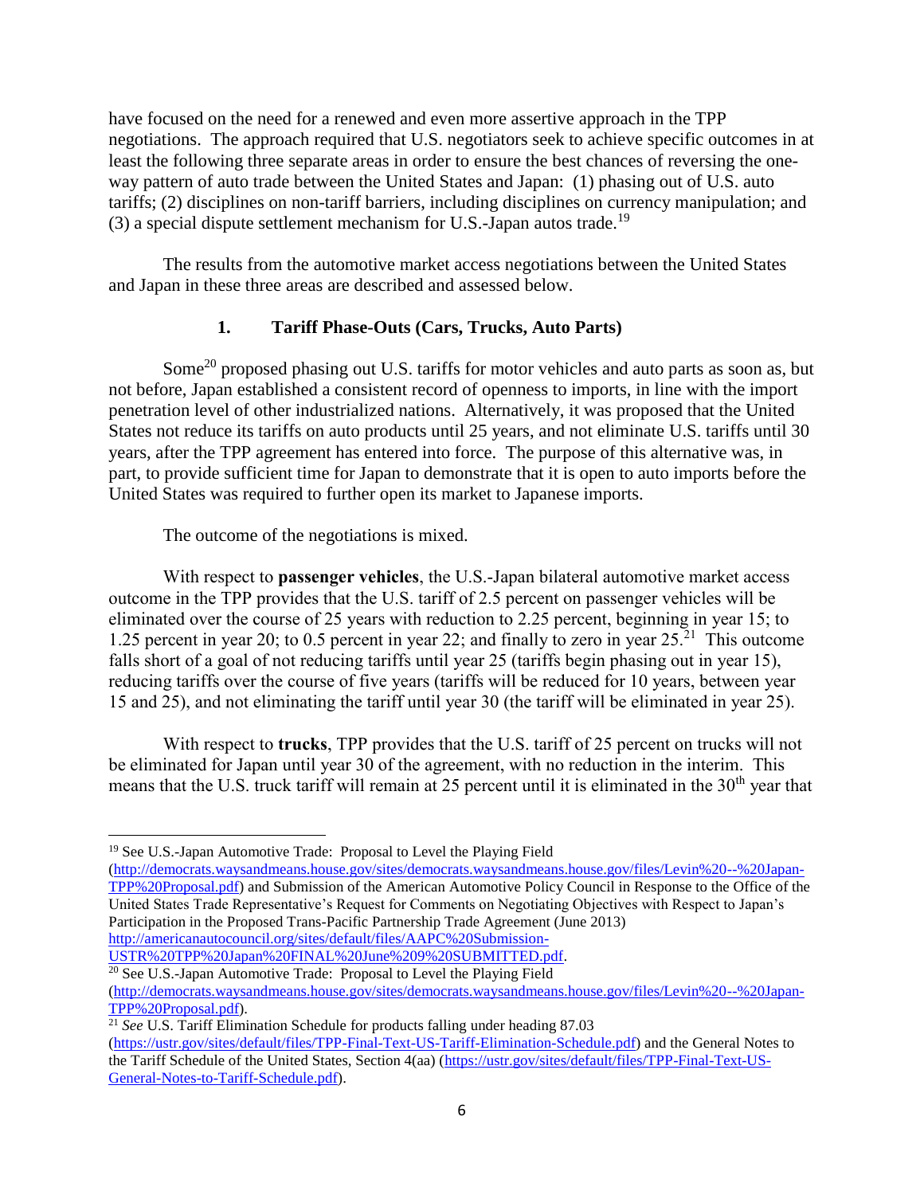have focused on the need for a renewed and even more assertive approach in the TPP negotiations. The approach required that U.S. negotiators seek to achieve specific outcomes in at least the following three separate areas in order to ensure the best chances of reversing the one-way pattern of auto trade between the United States and Japan: (1) phasing out of U.S. auto tariffs; (2) disciplines on non-tariff barriers, including disciplines on currency manipulation; and (3) a special dispute settlement mechanism for U.S.-Japan autos trade.[19]

The results from the automotive market access negotiations between the United States and Japan in these three areas are described and assessed below.

### 1. Tariff Phase-Outs (Cars, Trucks, Auto Parts)

Some[20] proposed phasing out U.S. tariffs for motor vehicles and auto parts as soon as, but not before, Japan established a consistent record of openness to imports, in line with the import penetration level of other industrialized nations. Alternatively, it was proposed that the United States not reduce its tariffs on auto products until 25 years, and not eliminate U.S. tariffs until 30 years, after the TPP agreement has entered into force. The purpose of this alternative was, in part, to provide sufficient time for Japan to demonstrate that it is open to auto imports before the United States was required to further open its market to Japanese imports.

The outcome of the negotiations is mixed.

With respect to **passenger vehicles**, the U.S.-Japan bilateral automotive market access outcome in the TPP provides that the U.S. tariff of 2.5 percent on passenger vehicles will be eliminated over the course of 25 years with reduction to 2.25 percent, beginning in year 15; to 1.25 percent in year 20; to 0.5 percent in year 22; and finally to zero in year 25.[21] This outcome falls short of a goal of not reducing tariffs until year 25 (tariffs begin phasing out in year 15), reducing tariffs over the course of five years (tariffs will be reduced for 10 years, between year 15 and 25), and not eliminating the tariff until year 30 (the tariff will be eliminated in year 25).

With respect to **trucks**, TPP provides that the U.S. tariff of 25 percent on trucks will not be eliminated for Japan until year 30 of the agreement, with no reduction in the interim. This means that the U.S. truck tariff will remain at 25 percent until it is eliminated in the 30th year that

---

[19] See U.S.-Japan Automotive Trade: Proposal to Level the Playing Field (http://democrats.waysandmeans.house.gov/sites/democrats.waysandmeans.house.gov/files/Levin%20--%20Japan-TPP%20Proposal.pdf) and Submission of the American Automotive Policy Council in Response to the Office of the United States Trade Representative's Request for Comments on Negotiating Objectives with Respect to Japan's Participation in the Proposed Trans-Pacific Partnership Trade Agreement (June 2013) http://americanautocouncil.org/sites/default/files/AAPC%20Submission-USTR%20TPP%20Japan%20FINAL%20June%209%20SUBMITTED.pdf.

[20] See U.S.-Japan Automotive Trade: Proposal to Level the Playing Field (http://democrats.waysandmeans.house.gov/sites/democrats.waysandmeans.house.gov/files/Levin%20--%20Japan-TPP%20Proposal.pdf).

[21] *See* U.S. Tariff Elimination Schedule for products falling under heading 87.03 (https://ustr.gov/sites/default/files/TPP-Final-Text-US-Tariff-Elimination-Schedule.pdf) and the General Notes to the Tariff Schedule of the United States, Section 4(aa) (https://ustr.gov/sites/default/files/TPP-Final-Text-US-General-Notes-to-Tariff-Schedule.pdf).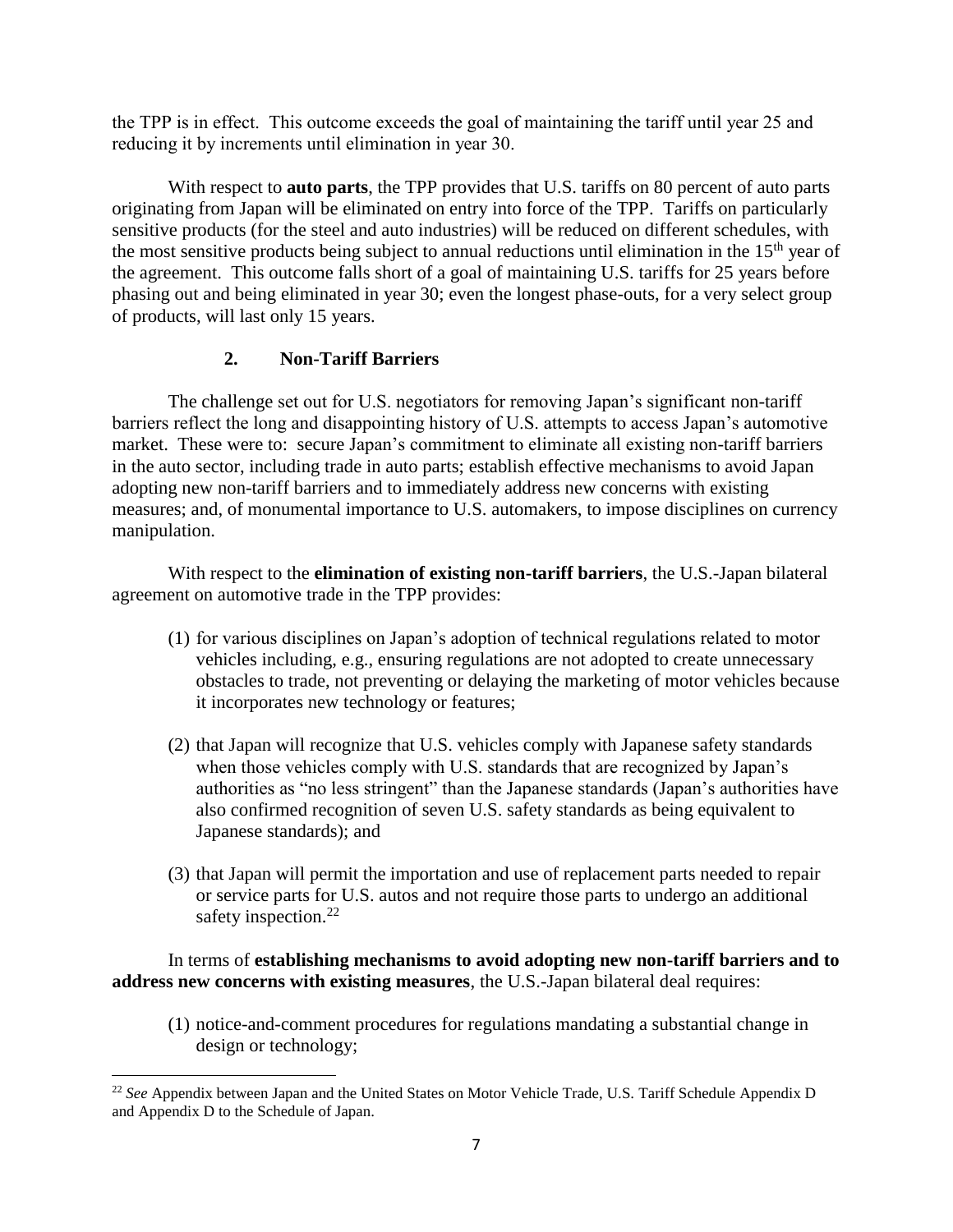the TPP is in effect. This outcome exceeds the goal of maintaining the tariff until year 25 and reducing it by increments until elimination in year 30.

With respect to **auto parts**, the TPP provides that U.S. tariffs on 80 percent of auto parts originating from Japan will be eliminated on entry into force of the TPP. Tariffs on particularly sensitive products (for the steel and auto industries) will be reduced on different schedules, with the most sensitive products being subject to annual reductions until elimination in the 15th year of the agreement. This outcome falls short of a goal of maintaining U.S. tariffs for 25 years before phasing out and being eliminated in year 30; even the longest phase-outs, for a very select group of products, will last only 15 years.

### 2. Non-Tariff Barriers

The challenge set out for U.S. negotiators for removing Japan's significant non-tariff barriers reflect the long and disappointing history of U.S. attempts to access Japan's automotive market. These were to: secure Japan's commitment to eliminate all existing non-tariff barriers in the auto sector, including trade in auto parts; establish effective mechanisms to avoid Japan adopting new non-tariff barriers and to immediately address new concerns with existing measures; and, of monumental importance to U.S. automakers, to impose disciplines on currency manipulation.

With respect to the **elimination of existing non-tariff barriers**, the U.S.-Japan bilateral agreement on automotive trade in the TPP provides:

(1) for various disciplines on Japan's adoption of technical regulations related to motor vehicles including, e.g., ensuring regulations are not adopted to create unnecessary obstacles to trade, not preventing or delaying the marketing of motor vehicles because it incorporates new technology or features;

(2) that Japan will recognize that U.S. vehicles comply with Japanese safety standards when those vehicles comply with U.S. standards that are recognized by Japan's authorities as "no less stringent" than the Japanese standards (Japan's authorities have also confirmed recognition of seven U.S. safety standards as being equivalent to Japanese standards); and

(3) that Japan will permit the importation and use of replacement parts needed to repair or service parts for U.S. autos and not require those parts to undergo an additional safety inspection.[22]

In terms of **establishing mechanisms to avoid adopting new non-tariff barriers and to address new concerns with existing measures**, the U.S.-Japan bilateral deal requires:

(1) notice-and-comment procedures for regulations mandating a substantial change in design or technology;

---

[22] *See* Appendix between Japan and the United States on Motor Vehicle Trade, U.S. Tariff Schedule Appendix D and Appendix D to the Schedule of Japan.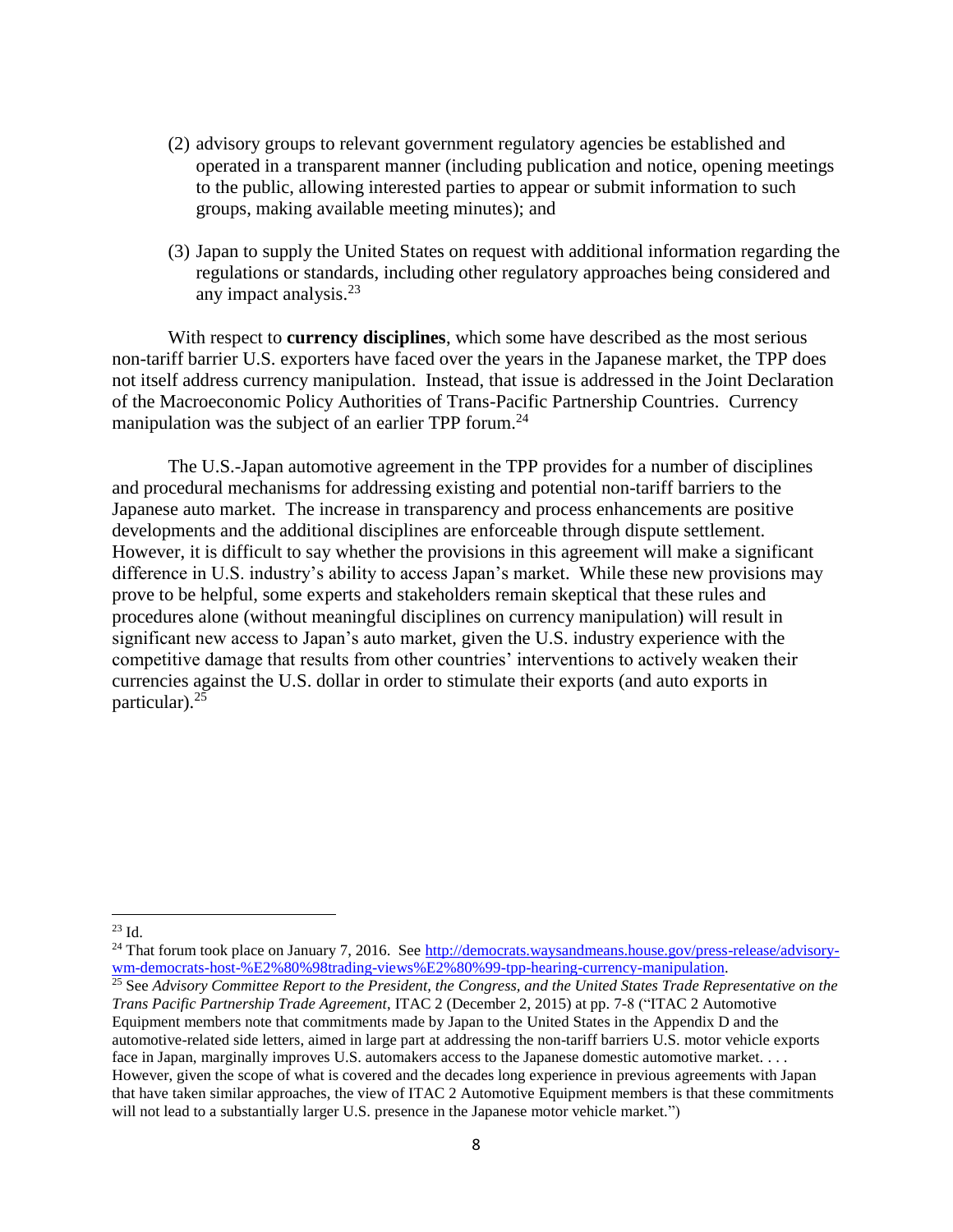(2) advisory groups to relevant government regulatory agencies be established and operated in a transparent manner (including publication and notice, opening meetings to the public, allowing interested parties to appear or submit information to such groups, making available meeting minutes); and

(3) Japan to supply the United States on request with additional information regarding the regulations or standards, including other regulatory approaches being considered and any impact analysis.[23]

With respect to **currency disciplines**, which some have described as the most serious non-tariff barrier U.S. exporters have faced over the years in the Japanese market, the TPP does not itself address currency manipulation. Instead, that issue is addressed in the Joint Declaration of the Macroeconomic Policy Authorities of Trans-Pacific Partnership Countries. Currency manipulation was the subject of an earlier TPP forum.[24]

The U.S.-Japan automotive agreement in the TPP provides for a number of disciplines and procedural mechanisms for addressing existing and potential non-tariff barriers to the Japanese auto market. The increase in transparency and process enhancements are positive developments and the additional disciplines are enforceable through dispute settlement. However, it is difficult to say whether the provisions in this agreement will make a significant difference in U.S. industry's ability to access Japan's market. While these new provisions may prove to be helpful, some experts and stakeholders remain skeptical that these rules and procedures alone (without meaningful disciplines on currency manipulation) will result in significant new access to Japan's auto market, given the U.S. industry experience with the competitive damage that results from other countries' interventions to actively weaken their currencies against the U.S. dollar in order to stimulate their exports (and auto exports in particular).[25]

---

[23] Id.

[24] That forum took place on January 7, 2016. See http://democrats.waysandmeans.house.gov/press-release/advisory-wm-democrats-host-%E2%80%98trading-views%E2%80%99-tpp-hearing-currency-manipulation.

[25] See *Advisory Committee Report to the President, the Congress, and the United States Trade Representative on the Trans Pacific Partnership Trade Agreement*, ITAC 2 (December 2, 2015) at pp. 7-8 ("ITAC 2 Automotive Equipment members note that commitments made by Japan to the United States in the Appendix D and the automotive-related side letters, aimed in large part at addressing the non-tariff barriers U.S. motor vehicle exports face in Japan, marginally improves U.S. automakers access to the Japanese domestic automotive market. . . . However, given the scope of what is covered and the decades long experience in previous agreements with Japan that have taken similar approaches, the view of ITAC 2 Automotive Equipment members is that these commitments will not lead to a substantially larger U.S. presence in the Japanese motor vehicle market.")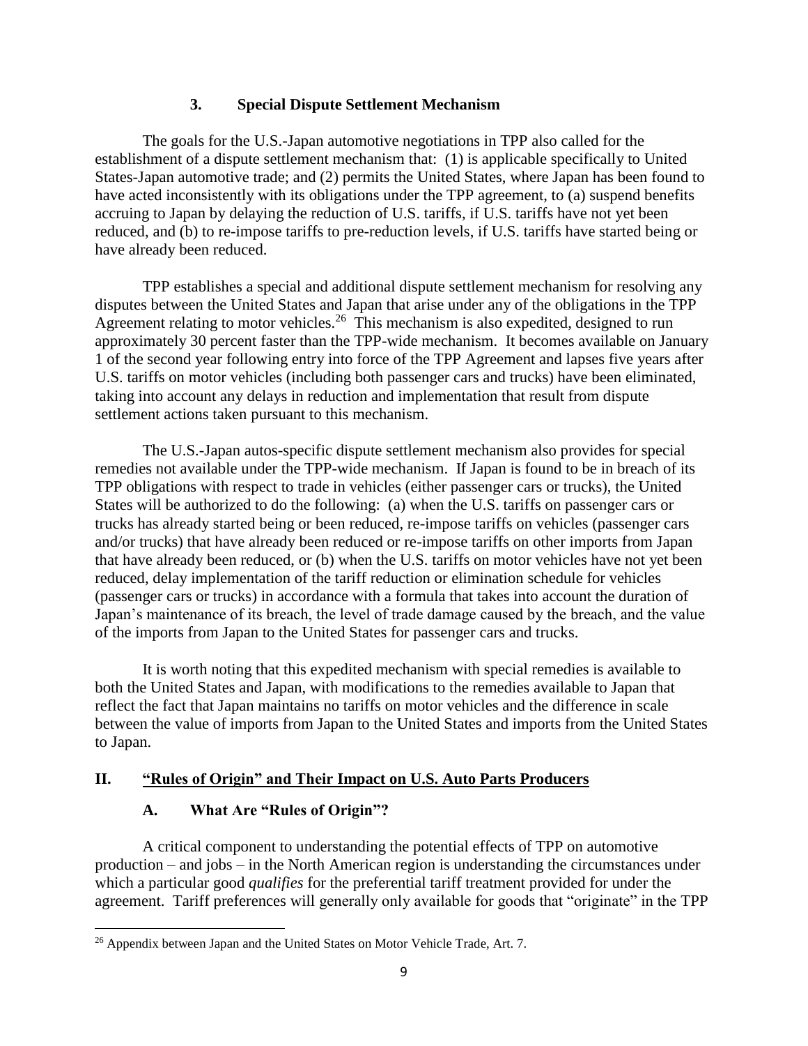### 3. Special Dispute Settlement Mechanism

The goals for the U.S.-Japan automotive negotiations in TPP also called for the establishment of a dispute settlement mechanism that: (1) is applicable specifically to United States-Japan automotive trade; and (2) permits the United States, where Japan has been found to have acted inconsistently with its obligations under the TPP agreement, to (a) suspend benefits accruing to Japan by delaying the reduction of U.S. tariffs, if U.S. tariffs have not yet been reduced, and (b) to re-impose tariffs to pre-reduction levels, if U.S. tariffs have started being or have already been reduced.

TPP establishes a special and additional dispute settlement mechanism for resolving any disputes between the United States and Japan that arise under any of the obligations in the TPP Agreement relating to motor vehicles.[26] This mechanism is also expedited, designed to run approximately 30 percent faster than the TPP-wide mechanism. It becomes available on January 1 of the second year following entry into force of the TPP Agreement and lapses five years after U.S. tariffs on motor vehicles (including both passenger cars and trucks) have been eliminated, taking into account any delays in reduction and implementation that result from dispute settlement actions taken pursuant to this mechanism.

The U.S.-Japan autos-specific dispute settlement mechanism also provides for special remedies not available under the TPP-wide mechanism. If Japan is found to be in breach of its TPP obligations with respect to trade in vehicles (either passenger cars or trucks), the United States will be authorized to do the following: (a) when the U.S. tariffs on passenger cars or trucks has already started being or been reduced, re-impose tariffs on vehicles (passenger cars and/or trucks) that have already been reduced or re-impose tariffs on other imports from Japan that have already been reduced, or (b) when the U.S. tariffs on motor vehicles have not yet been reduced, delay implementation of the tariff reduction or elimination schedule for vehicles (passenger cars or trucks) in accordance with a formula that takes into account the duration of Japan's maintenance of its breach, the level of trade damage caused by the breach, and the value of the imports from Japan to the United States for passenger cars and trucks.

It is worth noting that this expedited mechanism with special remedies is available to both the United States and Japan, with modifications to the remedies available to Japan that reflect the fact that Japan maintains no tariffs on motor vehicles and the difference in scale between the value of imports from Japan to the United States and imports from the United States to Japan.

## II. "Rules of Origin" and Their Impact on U.S. Auto Parts Producers

### A. What Are "Rules of Origin"?

A critical component to understanding the potential effects of TPP on automotive production – and jobs – in the North American region is understanding the circumstances under which a particular good *qualifies* for the preferential tariff treatment provided for under the agreement. Tariff preferences will generally only available for goods that "originate" in the TPP

[26] Appendix between Japan and the United States on Motor Vehicle Trade, Art. 7.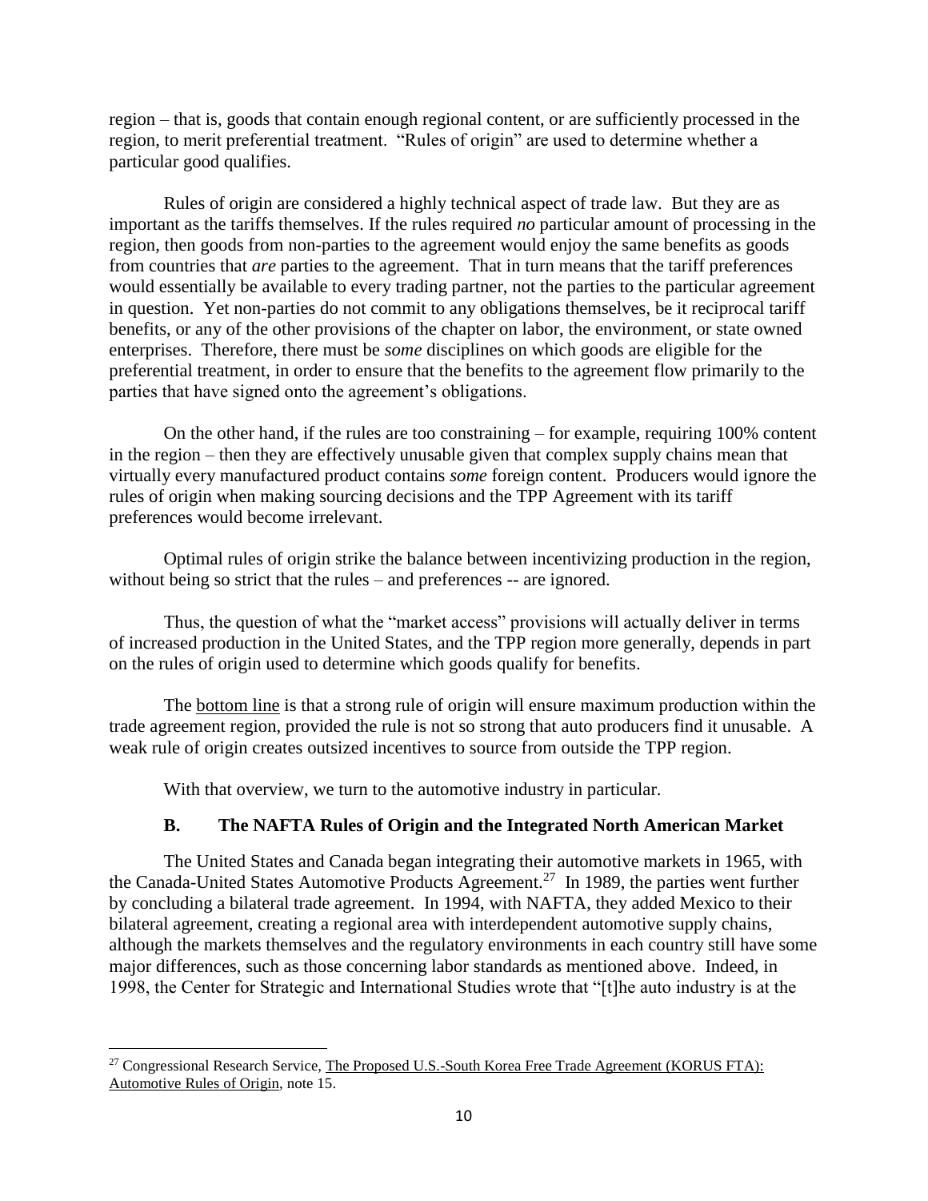region – that is, goods that contain enough regional content, or are sufficiently processed in the region, to merit preferential treatment. "Rules of origin" are used to determine whether a particular good qualifies.

Rules of origin are considered a highly technical aspect of trade law. But they are as important as the tariffs themselves. If the rules required *no* particular amount of processing in the region, then goods from non-parties to the agreement would enjoy the same benefits as goods from countries that *are* parties to the agreement. That in turn means that the tariff preferences would essentially be available to every trading partner, not the parties to the particular agreement in question. Yet non-parties do not commit to any obligations themselves, be it reciprocal tariff benefits, or any of the other provisions of the chapter on labor, the environment, or state owned enterprises. Therefore, there must be *some* disciplines on which goods are eligible for the preferential treatment, in order to ensure that the benefits to the agreement flow primarily to the parties that have signed onto the agreement's obligations.

On the other hand, if the rules are too constraining – for example, requiring 100% content in the region – then they are effectively unusable given that complex supply chains mean that virtually every manufactured product contains *some* foreign content. Producers would ignore the rules of origin when making sourcing decisions and the TPP Agreement with its tariff preferences would become irrelevant.

Optimal rules of origin strike the balance between incentivizing production in the region, without being so strict that the rules – and preferences -- are ignored.

Thus, the question of what the "market access" provisions will actually deliver in terms of increased production in the United States, and the TPP region more generally, depends in part on the rules of origin used to determine which goods qualify for benefits.

The bottom line is that a strong rule of origin will ensure maximum production within the trade agreement region, provided the rule is not so strong that auto producers find it unusable. A weak rule of origin creates outsized incentives to source from outside the TPP region.

With that overview, we turn to the automotive industry in particular.

### B. The NAFTA Rules of Origin and the Integrated North American Market

The United States and Canada began integrating their automotive markets in 1965, with the Canada-United States Automotive Products Agreement.[27] In 1989, the parties went further by concluding a bilateral trade agreement. In 1994, with NAFTA, they added Mexico to their bilateral agreement, creating a regional area with interdependent automotive supply chains, although the markets themselves and the regulatory environments in each country still have some major differences, such as those concerning labor standards as mentioned above. Indeed, in 1998, the Center for Strategic and International Studies wrote that "[t]he auto industry is at the

---

[27] Congressional Research Service, The Proposed U.S.-South Korea Free Trade Agreement (KORUS FTA): Automotive Rules of Origin, note 15.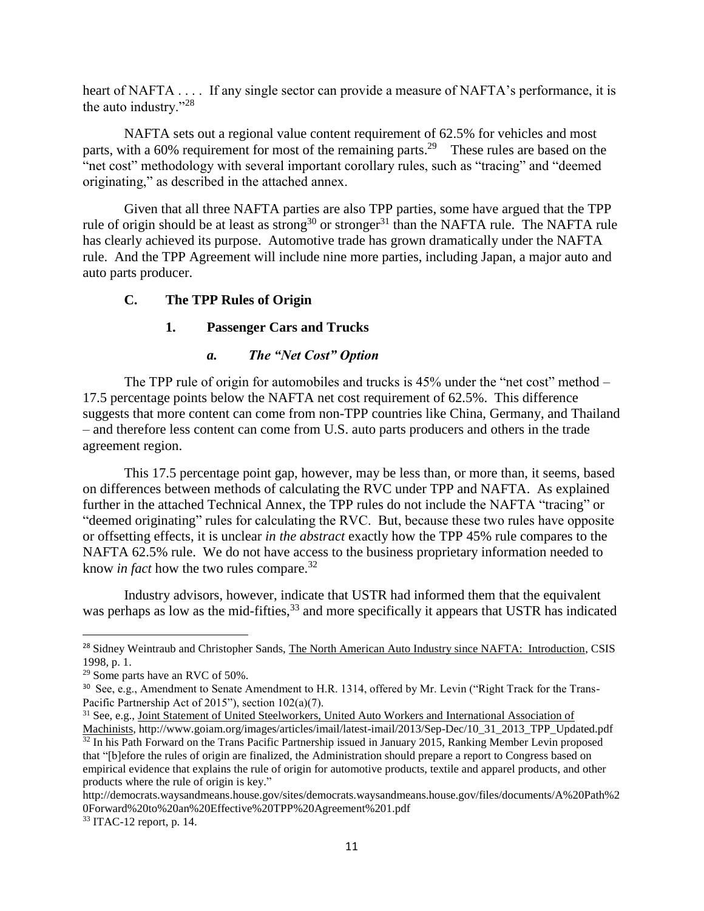heart of NAFTA . . . . If any single sector can provide a measure of NAFTA's performance, it is the auto industry."[28]

NAFTA sets out a regional value content requirement of 62.5% for vehicles and most parts, with a 60% requirement for most of the remaining parts.[29] These rules are based on the "net cost" methodology with several important corollary rules, such as "tracing" and "deemed originating," as described in the attached annex.

Given that all three NAFTA parties are also TPP parties, some have argued that the TPP rule of origin should be at least as strong[30] or stronger[31] than the NAFTA rule. The NAFTA rule has clearly achieved its purpose. Automotive trade has grown dramatically under the NAFTA rule. And the TPP Agreement will include nine more parties, including Japan, a major auto and auto parts producer.

### C. The TPP Rules of Origin

#### 1. Passenger Cars and Trucks

##### *a. The "Net Cost" Option*

The TPP rule of origin for automobiles and trucks is 45% under the "net cost" method – 17.5 percentage points below the NAFTA net cost requirement of 62.5%. This difference suggests that more content can come from non-TPP countries like China, Germany, and Thailand – and therefore less content can come from U.S. auto parts producers and others in the trade agreement region.

This 17.5 percentage point gap, however, may be less than, or more than, it seems, based on differences between methods of calculating the RVC under TPP and NAFTA. As explained further in the attached Technical Annex, the TPP rules do not include the NAFTA "tracing" or "deemed originating" rules for calculating the RVC. But, because these two rules have opposite or offsetting effects, it is unclear *in the abstract* exactly how the TPP 45% rule compares to the NAFTA 62.5% rule. We do not have access to the business proprietary information needed to know *in fact* how the two rules compare.[32]

Industry advisors, however, indicate that USTR had informed them that the equivalent was perhaps as low as the mid-fifties,[33] and more specifically it appears that USTR has indicated

---

[28] Sidney Weintraub and Christopher Sands, The North American Auto Industry since NAFTA: Introduction, CSIS 1998, p. 1.

[29] Some parts have an RVC of 50%.

[30] See, e.g., Amendment to Senate Amendment to H.R. 1314, offered by Mr. Levin ("Right Track for the Trans-Pacific Partnership Act of 2015"), section 102(a)(7).

[31] See, e.g., Joint Statement of United Steelworkers, United Auto Workers and International Association of Machinists, http://www.goiam.org/images/articles/imail/latest-imail/2013/Sep-Dec/10_31_2013_TPP_Updated.pdf

[32] In his Path Forward on the Trans Pacific Partnership issued in January 2015, Ranking Member Levin proposed that "[b]efore the rules of origin are finalized, the Administration should prepare a report to Congress based on empirical evidence that explains the rule of origin for automotive products, textile and apparel products, and other products where the rule of origin is key."
http://democrats.waysandmeans.house.gov/sites/democrats.waysandmeans.house.gov/files/documents/A%20Path%20Forward%20to%20an%20Effective%20TPP%20Agreement%201.pdf

[33] ITAC-12 report, p. 14.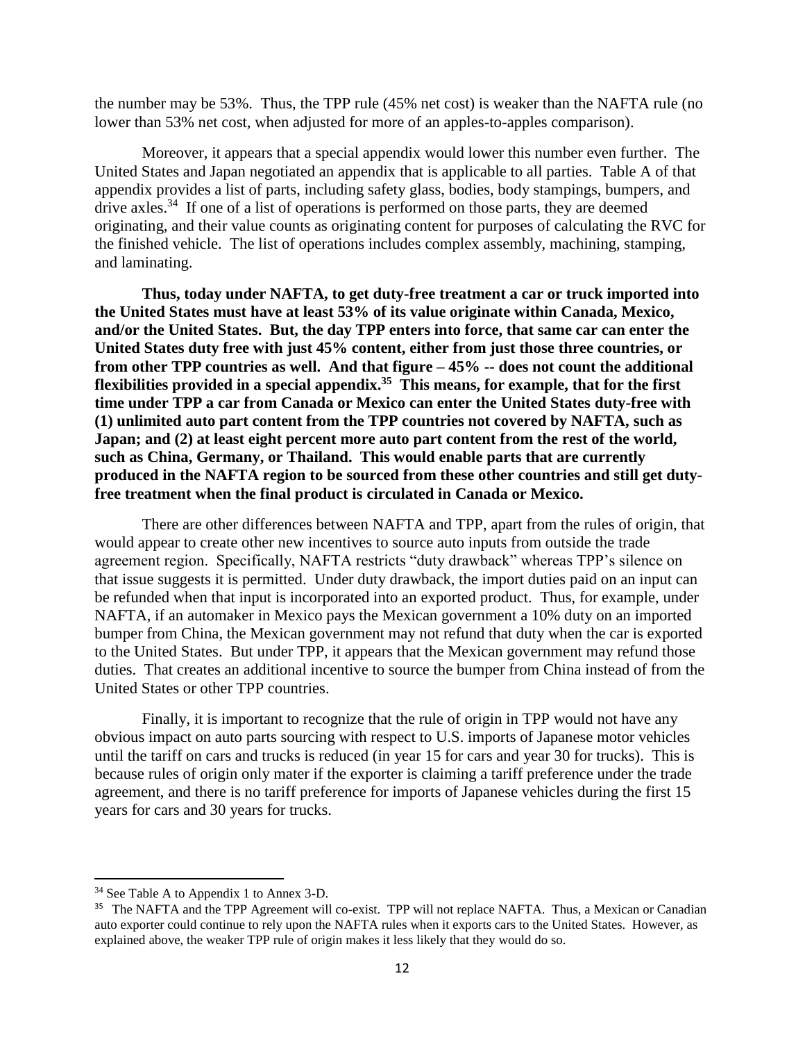the number may be 53%. Thus, the TPP rule (45% net cost) is weaker than the NAFTA rule (no lower than 53% net cost, when adjusted for more of an apples-to-apples comparison).

Moreover, it appears that a special appendix would lower this number even further. The United States and Japan negotiated an appendix that is applicable to all parties. Table A of that appendix provides a list of parts, including safety glass, bodies, body stampings, bumpers, and drive axles.[34] If one of a list of operations is performed on those parts, they are deemed originating, and their value counts as originating content for purposes of calculating the RVC for the finished vehicle. The list of operations includes complex assembly, machining, stamping, and laminating.

**Thus, today under NAFTA, to get duty-free treatment a car or truck imported into the United States must have at least 53% of its value originate within Canada, Mexico, and/or the United States. But, the day TPP enters into force, that same car can enter the United States duty free with just 45% content, either from just those three countries, or from other TPP countries as well. And that figure – 45% -- does not count the additional flexibilities provided in a special appendix.[35] This means, for example, that for the first time under TPP a car from Canada or Mexico can enter the United States duty-free with (1) unlimited auto part content from the TPP countries not covered by NAFTA, such as Japan; and (2) at least eight percent more auto part content from the rest of the world, such as China, Germany, or Thailand. This would enable parts that are currently produced in the NAFTA region to be sourced from these other countries and still get duty-free treatment when the final product is circulated in Canada or Mexico.**

There are other differences between NAFTA and TPP, apart from the rules of origin, that would appear to create other new incentives to source auto inputs from outside the trade agreement region. Specifically, NAFTA restricts "duty drawback" whereas TPP's silence on that issue suggests it is permitted. Under duty drawback, the import duties paid on an input can be refunded when that input is incorporated into an exported product. Thus, for example, under NAFTA, if an automaker in Mexico pays the Mexican government a 10% duty on an imported bumper from China, the Mexican government may not refund that duty when the car is exported to the United States. But under TPP, it appears that the Mexican government may refund those duties. That creates an additional incentive to source the bumper from China instead of from the United States or other TPP countries.

Finally, it is important to recognize that the rule of origin in TPP would not have any obvious impact on auto parts sourcing with respect to U.S. imports of Japanese motor vehicles until the tariff on cars and trucks is reduced (in year 15 for cars and year 30 for trucks). This is because rules of origin only mater if the exporter is claiming a tariff preference under the trade agreement, and there is no tariff preference for imports of Japanese vehicles during the first 15 years for cars and 30 years for trucks.

---

[34] See Table A to Appendix 1 to Annex 3-D.

[35] The NAFTA and the TPP Agreement will co-exist. TPP will not replace NAFTA. Thus, a Mexican or Canadian auto exporter could continue to rely upon the NAFTA rules when it exports cars to the United States. However, as explained above, the weaker TPP rule of origin makes it less likely that they would do so.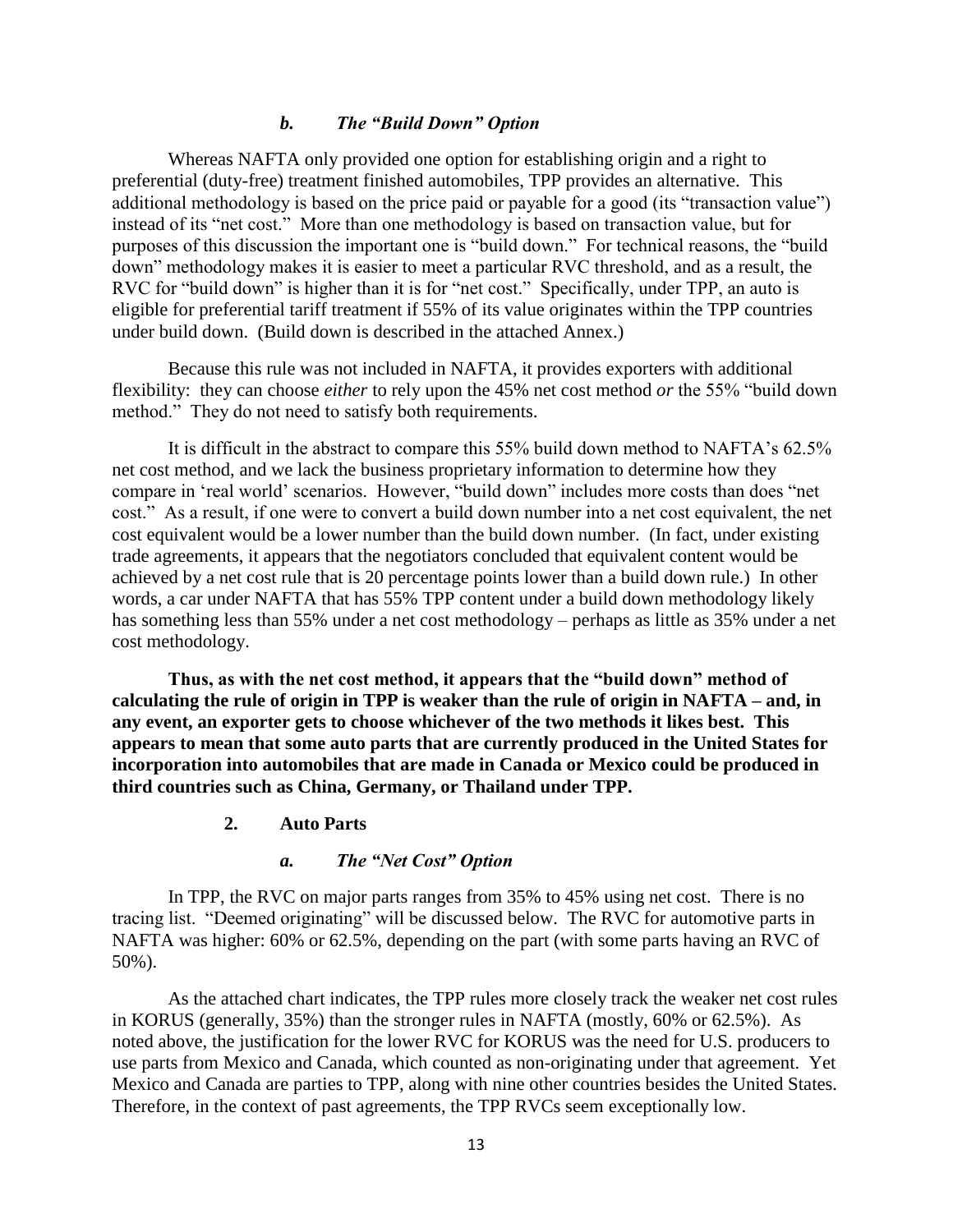### *b. The "Build Down" Option*

Whereas NAFTA only provided one option for establishing origin and a right to preferential (duty-free) treatment finished automobiles, TPP provides an alternative. This additional methodology is based on the price paid or payable for a good (its "transaction value") instead of its "net cost." More than one methodology is based on transaction value, but for purposes of this discussion the important one is "build down." For technical reasons, the "build down" methodology makes it is easier to meet a particular RVC threshold, and as a result, the RVC for "build down" is higher than it is for "net cost." Specifically, under TPP, an auto is eligible for preferential tariff treatment if 55% of its value originates within the TPP countries under build down. (Build down is described in the attached Annex.)

Because this rule was not included in NAFTA, it provides exporters with additional flexibility: they can choose *either* to rely upon the 45% net cost method *or* the 55% "build down method." They do not need to satisfy both requirements.

It is difficult in the abstract to compare this 55% build down method to NAFTA's 62.5% net cost method, and we lack the business proprietary information to determine how they compare in 'real world' scenarios. However, "build down" includes more costs than does "net cost." As a result, if one were to convert a build down number into a net cost equivalent, the net cost equivalent would be a lower number than the build down number. (In fact, under existing trade agreements, it appears that the negotiators concluded that equivalent content would be achieved by a net cost rule that is 20 percentage points lower than a build down rule.) In other words, a car under NAFTA that has 55% TPP content under a build down methodology likely has something less than 55% under a net cost methodology – perhaps as little as 35% under a net cost methodology.

**Thus, as with the net cost method, it appears that the "build down" method of calculating the rule of origin in TPP is weaker than the rule of origin in NAFTA – and, in any event, an exporter gets to choose whichever of the two methods it likes best. This appears to mean that some auto parts that are currently produced in the United States for incorporation into automobiles that are made in Canada or Mexico could be produced in third countries such as China, Germany, or Thailand under TPP.**

## 2. Auto Parts

### *a. The "Net Cost" Option*

In TPP, the RVC on major parts ranges from 35% to 45% using net cost. There is no tracing list. "Deemed originating" will be discussed below. The RVC for automotive parts in NAFTA was higher: 60% or 62.5%, depending on the part (with some parts having an RVC of 50%).

As the attached chart indicates, the TPP rules more closely track the weaker net cost rules in KORUS (generally, 35%) than the stronger rules in NAFTA (mostly, 60% or 62.5%). As noted above, the justification for the lower RVC for KORUS was the need for U.S. producers to use parts from Mexico and Canada, which counted as non-originating under that agreement. Yet Mexico and Canada are parties to TPP, along with nine other countries besides the United States. Therefore, in the context of past agreements, the TPP RVCs seem exceptionally low.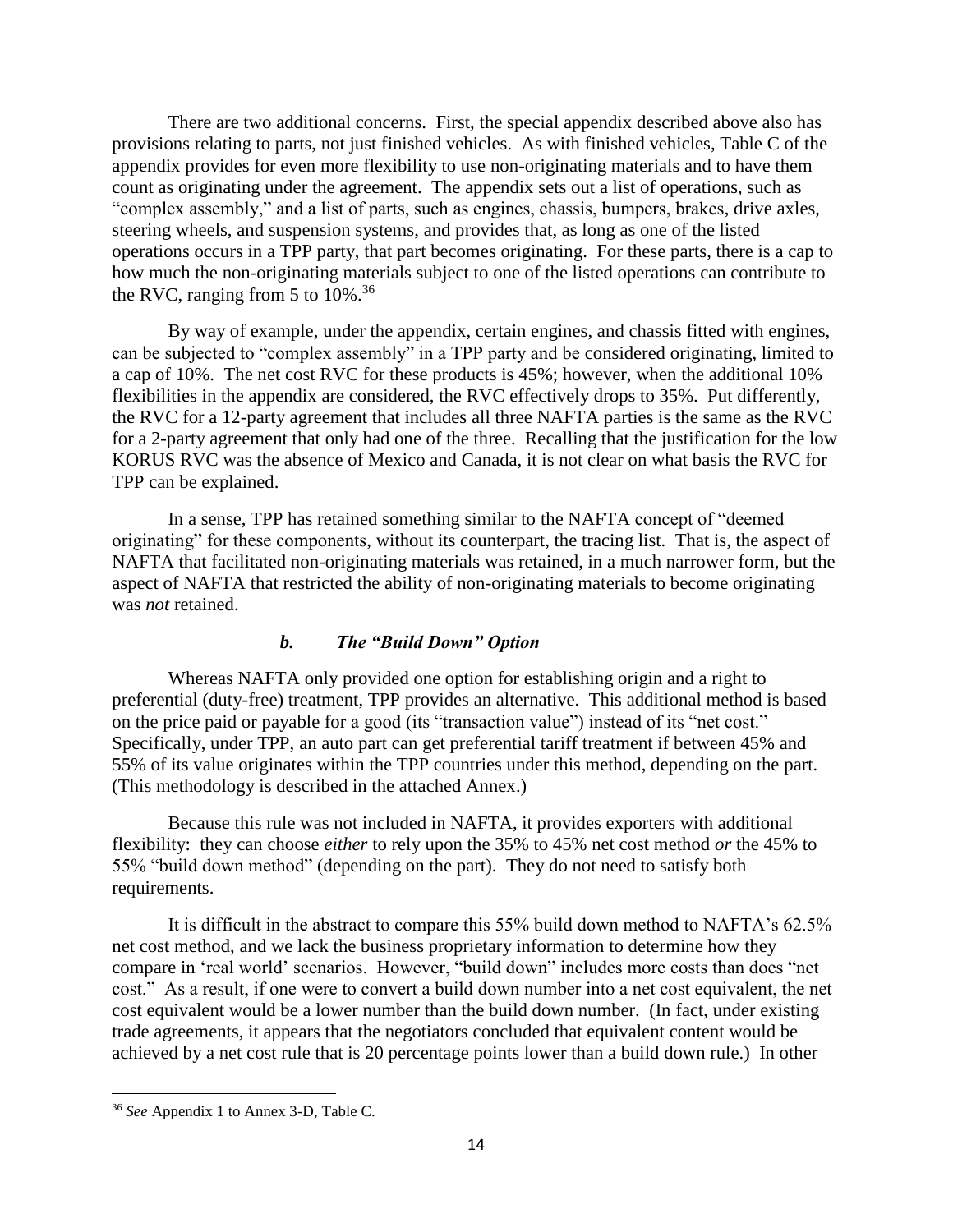There are two additional concerns. First, the special appendix described above also has provisions relating to parts, not just finished vehicles. As with finished vehicles, Table C of the appendix provides for even more flexibility to use non-originating materials and to have them count as originating under the agreement. The appendix sets out a list of operations, such as "complex assembly," and a list of parts, such as engines, chassis, bumpers, brakes, drive axles, steering wheels, and suspension systems, and provides that, as long as one of the listed operations occurs in a TPP party, that part becomes originating. For these parts, there is a cap to how much the non-originating materials subject to one of the listed operations can contribute to the RVC, ranging from 5 to 10%.[36]

By way of example, under the appendix, certain engines, and chassis fitted with engines, can be subjected to "complex assembly" in a TPP party and be considered originating, limited to a cap of 10%. The net cost RVC for these products is 45%; however, when the additional 10% flexibilities in the appendix are considered, the RVC effectively drops to 35%. Put differently, the RVC for a 12-party agreement that includes all three NAFTA parties is the same as the RVC for a 2-party agreement that only had one of the three. Recalling that the justification for the low KORUS RVC was the absence of Mexico and Canada, it is not clear on what basis the RVC for TPP can be explained.

In a sense, TPP has retained something similar to the NAFTA concept of "deemed originating" for these components, without its counterpart, the tracing list. That is, the aspect of NAFTA that facilitated non-originating materials was retained, in a much narrower form, but the aspect of NAFTA that restricted the ability of non-originating materials to become originating was *not* retained.

### *b. The "Build Down" Option*

Whereas NAFTA only provided one option for establishing origin and a right to preferential (duty-free) treatment, TPP provides an alternative. This additional method is based on the price paid or payable for a good (its "transaction value") instead of its "net cost." Specifically, under TPP, an auto part can get preferential tariff treatment if between 45% and 55% of its value originates within the TPP countries under this method, depending on the part. (This methodology is described in the attached Annex.)

Because this rule was not included in NAFTA, it provides exporters with additional flexibility: they can choose *either* to rely upon the 35% to 45% net cost method *or* the 45% to 55% "build down method" (depending on the part). They do not need to satisfy both requirements.

It is difficult in the abstract to compare this 55% build down method to NAFTA's 62.5% net cost method, and we lack the business proprietary information to determine how they compare in 'real world' scenarios. However, "build down" includes more costs than does "net cost." As a result, if one were to convert a build down number into a net cost equivalent, the net cost equivalent would be a lower number than the build down number. (In fact, under existing trade agreements, it appears that the negotiators concluded that equivalent content would be achieved by a net cost rule that is 20 percentage points lower than a build down rule.) In other

[36] *See* Appendix 1 to Annex 3-D, Table C.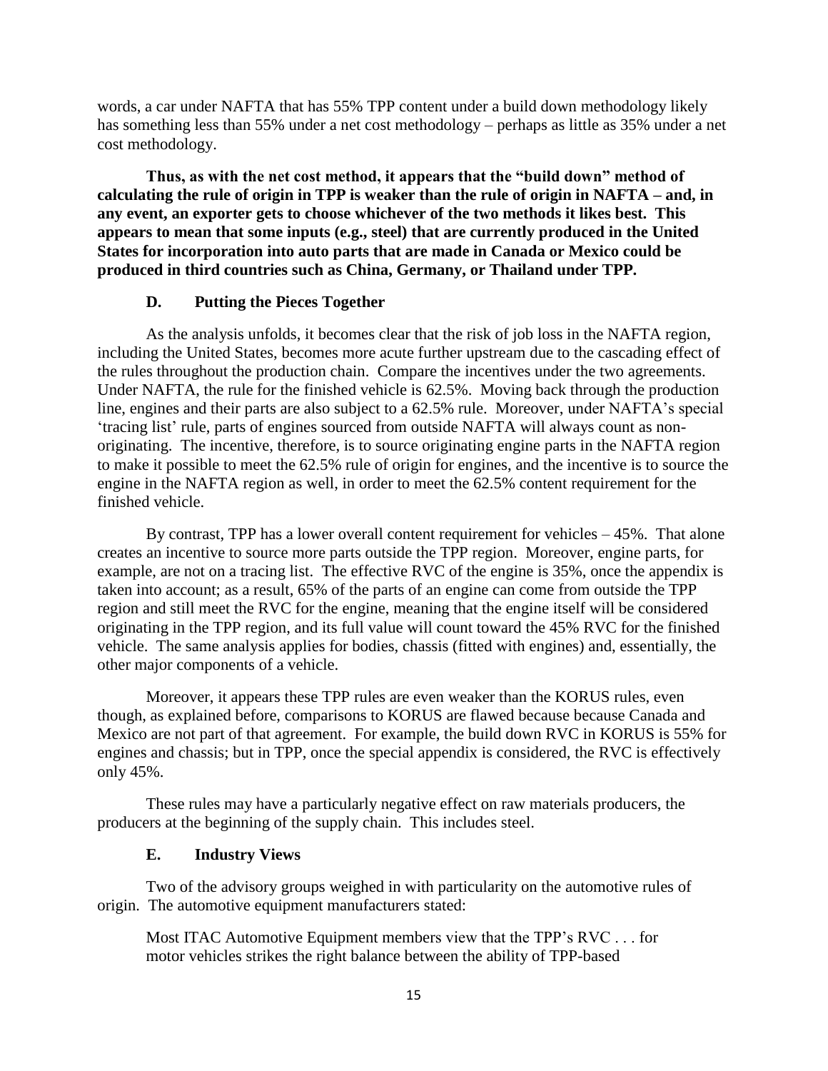words, a car under NAFTA that has 55% TPP content under a build down methodology likely has something less than 55% under a net cost methodology – perhaps as little as 35% under a net cost methodology.

**Thus, as with the net cost method, it appears that the "build down" method of calculating the rule of origin in TPP is weaker than the rule of origin in NAFTA – and, in any event, an exporter gets to choose whichever of the two methods it likes best. This appears to mean that some inputs (e.g., steel) that are currently produced in the United States for incorporation into auto parts that are made in Canada or Mexico could be produced in third countries such as China, Germany, or Thailand under TPP.**

### D. Putting the Pieces Together

As the analysis unfolds, it becomes clear that the risk of job loss in the NAFTA region, including the United States, becomes more acute further upstream due to the cascading effect of the rules throughout the production chain. Compare the incentives under the two agreements. Under NAFTA, the rule for the finished vehicle is 62.5%. Moving back through the production line, engines and their parts are also subject to a 62.5% rule. Moreover, under NAFTA's special 'tracing list' rule, parts of engines sourced from outside NAFTA will always count as non-originating. The incentive, therefore, is to source originating engine parts in the NAFTA region to make it possible to meet the 62.5% rule of origin for engines, and the incentive is to source the engine in the NAFTA region as well, in order to meet the 62.5% content requirement for the finished vehicle.

By contrast, TPP has a lower overall content requirement for vehicles – 45%. That alone creates an incentive to source more parts outside the TPP region. Moreover, engine parts, for example, are not on a tracing list. The effective RVC of the engine is 35%, once the appendix is taken into account; as a result, 65% of the parts of an engine can come from outside the TPP region and still meet the RVC for the engine, meaning that the engine itself will be considered originating in the TPP region, and its full value will count toward the 45% RVC for the finished vehicle. The same analysis applies for bodies, chassis (fitted with engines) and, essentially, the other major components of a vehicle.

Moreover, it appears these TPP rules are even weaker than the KORUS rules, even though, as explained before, comparisons to KORUS are flawed because because Canada and Mexico are not part of that agreement. For example, the build down RVC in KORUS is 55% for engines and chassis; but in TPP, once the special appendix is considered, the RVC is effectively only 45%.

These rules may have a particularly negative effect on raw materials producers, the producers at the beginning of the supply chain. This includes steel.

### E. Industry Views

Two of the advisory groups weighed in with particularity on the automotive rules of origin. The automotive equipment manufacturers stated:

> Most ITAC Automotive Equipment members view that the TPP's RVC . . . for motor vehicles strikes the right balance between the ability of TPP-based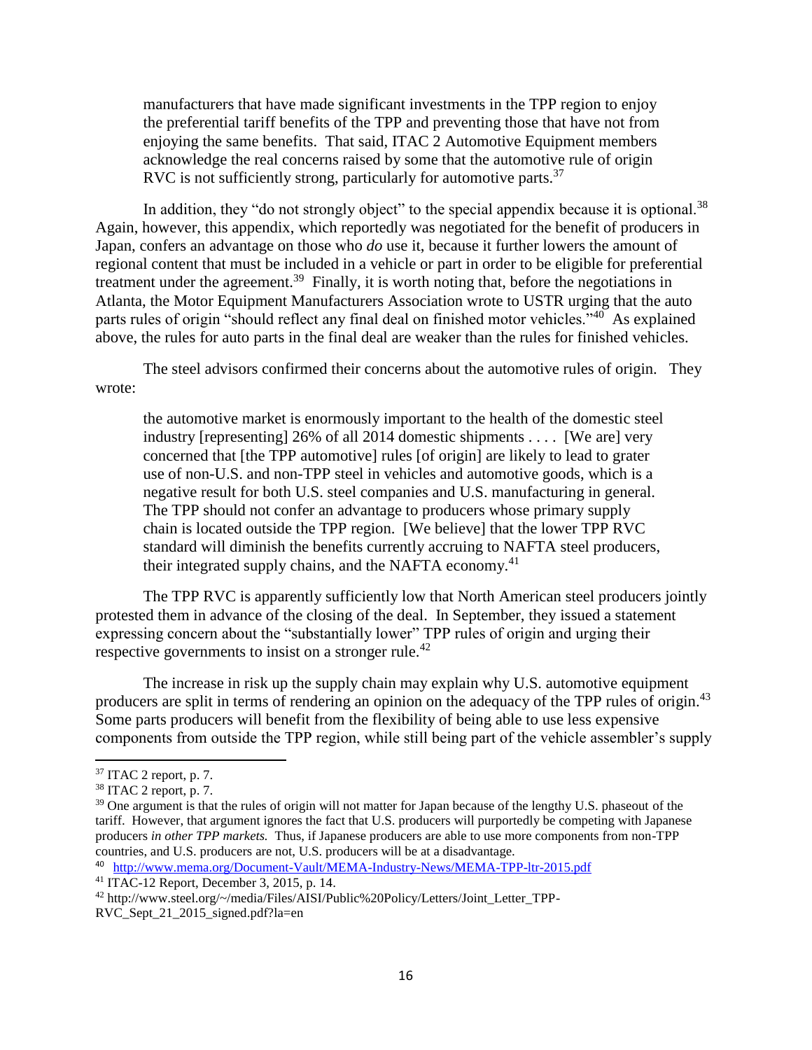> manufacturers that have made significant investments in the TPP region to enjoy the preferential tariff benefits of the TPP and preventing those that have not from enjoying the same benefits. That said, ITAC 2 Automotive Equipment members acknowledge the real concerns raised by some that the automotive rule of origin RVC is not sufficiently strong, particularly for automotive parts.[37]

In addition, they "do not strongly object" to the special appendix because it is optional.[38] Again, however, this appendix, which reportedly was negotiated for the benefit of producers in Japan, confers an advantage on those who *do* use it, because it further lowers the amount of regional content that must be included in a vehicle or part in order to be eligible for preferential treatment under the agreement.[39] Finally, it is worth noting that, before the negotiations in Atlanta, the Motor Equipment Manufacturers Association wrote to USTR urging that the auto parts rules of origin "should reflect any final deal on finished motor vehicles."[40] As explained above, the rules for auto parts in the final deal are weaker than the rules for finished vehicles.

The steel advisors confirmed their concerns about the automotive rules of origin. They wrote:

> the automotive market is enormously important to the health of the domestic steel industry [representing] 26% of all 2014 domestic shipments . . . . [We are] very concerned that [the TPP automotive] rules [of origin] are likely to lead to grater use of non-U.S. and non-TPP steel in vehicles and automotive goods, which is a negative result for both U.S. steel companies and U.S. manufacturing in general. The TPP should not confer an advantage to producers whose primary supply chain is located outside the TPP region. [We believe] that the lower TPP RVC standard will diminish the benefits currently accruing to NAFTA steel producers, their integrated supply chains, and the NAFTA economy.[41]

The TPP RVC is apparently sufficiently low that North American steel producers jointly protested them in advance of the closing of the deal. In September, they issued a statement expressing concern about the "substantially lower" TPP rules of origin and urging their respective governments to insist on a stronger rule.[42]

The increase in risk up the supply chain may explain why U.S. automotive equipment producers are split in terms of rendering an opinion on the adequacy of the TPP rules of origin.[43] Some parts producers will benefit from the flexibility of being able to use less expensive components from outside the TPP region, while still being part of the vehicle assembler's supply

---

[37] ITAC 2 report, p. 7.

[38] ITAC 2 report, p. 7.

[39] One argument is that the rules of origin will not matter for Japan because of the lengthy U.S. phaseout of the tariff. However, that argument ignores the fact that U.S. producers will purportedly be competing with Japanese producers *in other TPP markets.* Thus, if Japanese producers are able to use more components from non-TPP countries, and U.S. producers are not, U.S. producers will be at a disadvantage.

[40] http://www.mema.org/Document-Vault/MEMA-Industry-News/MEMA-TPP-ltr-2015.pdf

[41] ITAC-12 Report, December 3, 2015, p. 14.

[42] http://www.steel.org/~/media/Files/AISI/Public%20Policy/Letters/Joint_Letter_TPP-RVC_Sept_21_2015_signed.pdf?la=en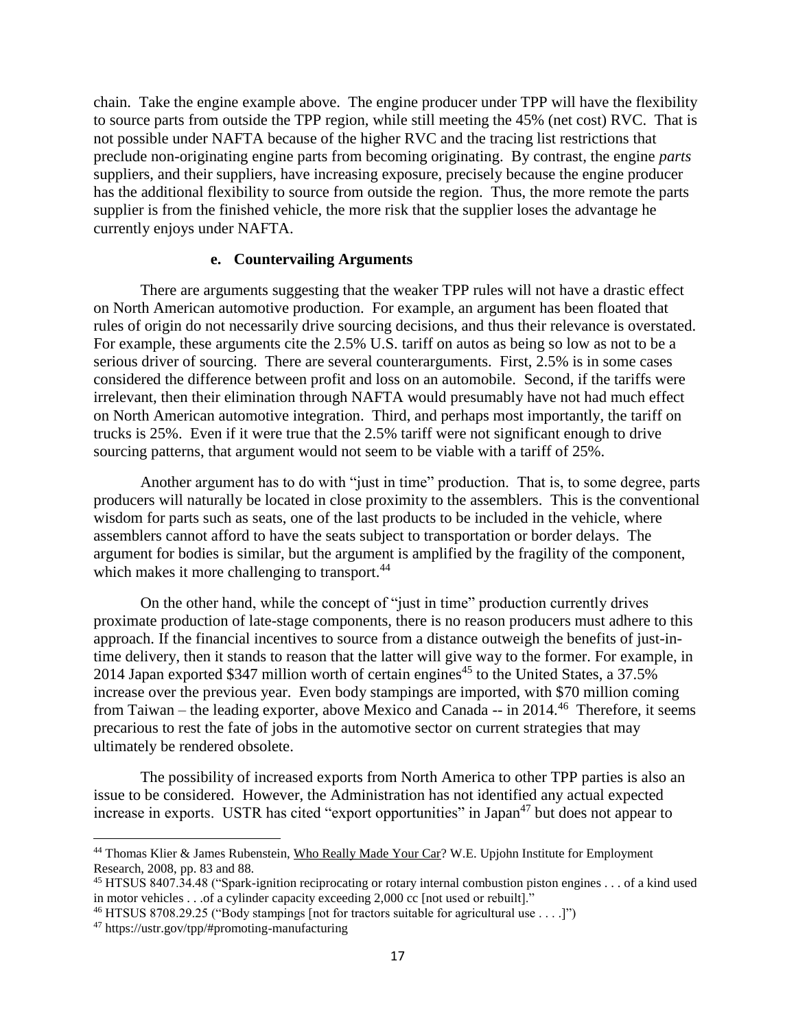chain. Take the engine example above. The engine producer under TPP will have the flexibility to source parts from outside the TPP region, while still meeting the 45% (net cost) RVC. That is not possible under NAFTA because of the higher RVC and the tracing list restrictions that preclude non-originating engine parts from becoming originating. By contrast, the engine *parts* suppliers, and their suppliers, have increasing exposure, precisely because the engine producer has the additional flexibility to source from outside the region. Thus, the more remote the parts supplier is from the finished vehicle, the more risk that the supplier loses the advantage he currently enjoys under NAFTA.

### e. Countervailing Arguments

There are arguments suggesting that the weaker TPP rules will not have a drastic effect on North American automotive production. For example, an argument has been floated that rules of origin do not necessarily drive sourcing decisions, and thus their relevance is overstated. For example, these arguments cite the 2.5% U.S. tariff on autos as being so low as not to be a serious driver of sourcing. There are several counterarguments. First, 2.5% is in some cases considered the difference between profit and loss on an automobile. Second, if the tariffs were irrelevant, then their elimination through NAFTA would presumably have not had much effect on North American automotive integration. Third, and perhaps most importantly, the tariff on trucks is 25%. Even if it were true that the 2.5% tariff were not significant enough to drive sourcing patterns, that argument would not seem to be viable with a tariff of 25%.

Another argument has to do with "just in time" production. That is, to some degree, parts producers will naturally be located in close proximity to the assemblers. This is the conventional wisdom for parts such as seats, one of the last products to be included in the vehicle, where assemblers cannot afford to have the seats subject to transportation or border delays. The argument for bodies is similar, but the argument is amplified by the fragility of the component, which makes it more challenging to transport.[44]

On the other hand, while the concept of "just in time" production currently drives proximate production of late-stage components, there is no reason producers must adhere to this approach. If the financial incentives to source from a distance outweigh the benefits of just-in-time delivery, then it stands to reason that the latter will give way to the former. For example, in 2014 Japan exported $347 million worth of certain engines[45] to the United States, a 37.5% increase over the previous year. Even body stampings are imported, with $70 million coming from Taiwan – the leading exporter, above Mexico and Canada -- in 2014.[46] Therefore, it seems precarious to rest the fate of jobs in the automotive sector on current strategies that may ultimately be rendered obsolete.

The possibility of increased exports from North America to other TPP parties is also an issue to be considered. However, the Administration has not identified any actual expected increase in exports. USTR has cited "export opportunities" in Japan[47] but does not appear to

---

[44] Thomas Klier & James Rubenstein, Who Really Made Your Car? W.E. Upjohn Institute for Employment Research, 2008, pp. 83 and 88.

[45] HTSUS 8407.34.48 ("Spark-ignition reciprocating or rotary internal combustion piston engines . . . of a kind used in motor vehicles . . .of a cylinder capacity exceeding 2,000 cc [not used or rebuilt]."

[46] HTSUS 8708.29.25 ("Body stampings [not for tractors suitable for agricultural use . . . .]")

[47] https://ustr.gov/tpp/#promoting-manufacturing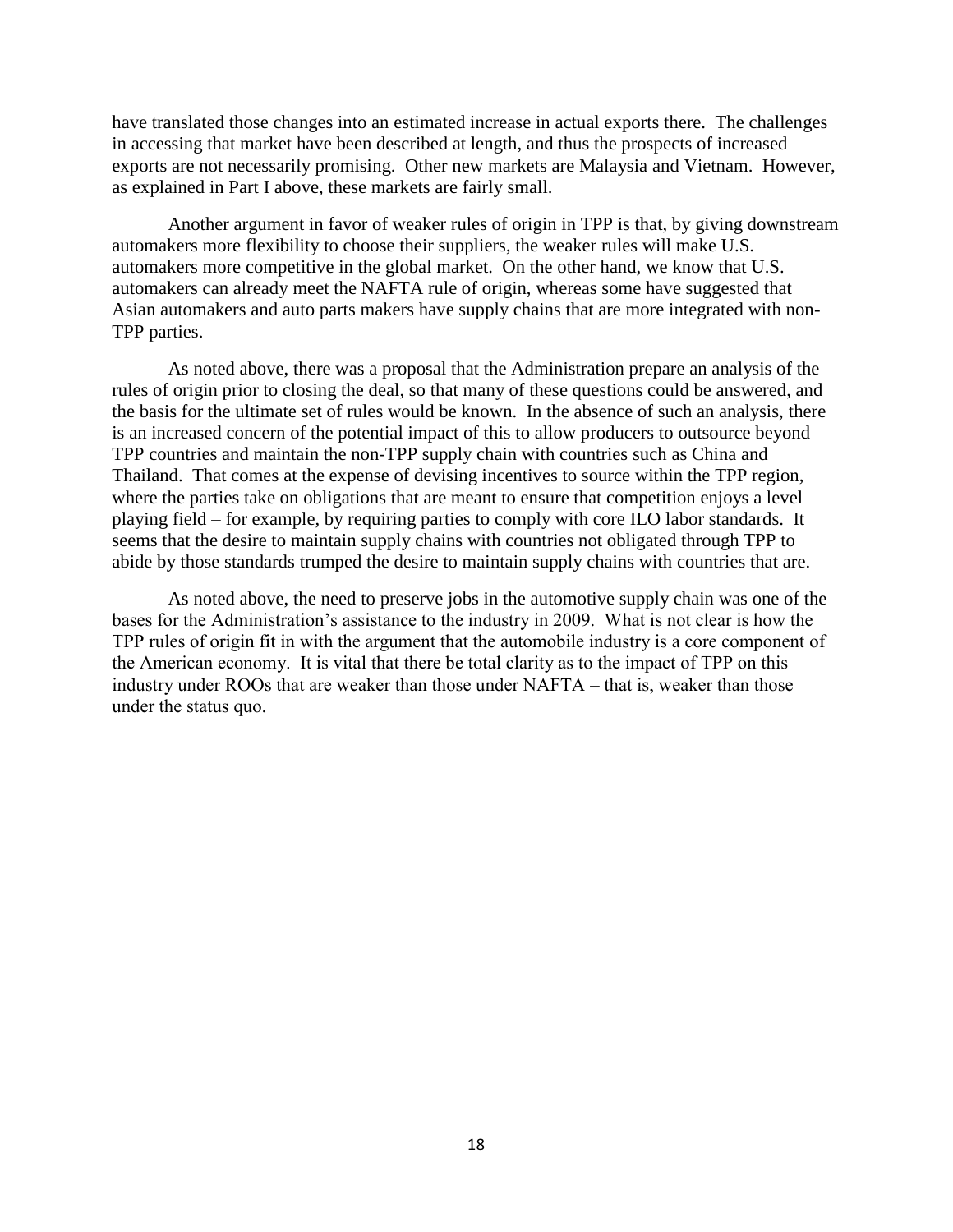have translated those changes into an estimated increase in actual exports there. The challenges in accessing that market have been described at length, and thus the prospects of increased exports are not necessarily promising. Other new markets are Malaysia and Vietnam. However, as explained in Part I above, these markets are fairly small.

Another argument in favor of weaker rules of origin in TPP is that, by giving downstream automakers more flexibility to choose their suppliers, the weaker rules will make U.S. automakers more competitive in the global market. On the other hand, we know that U.S. automakers can already meet the NAFTA rule of origin, whereas some have suggested that Asian automakers and auto parts makers have supply chains that are more integrated with non-TPP parties.

As noted above, there was a proposal that the Administration prepare an analysis of the rules of origin prior to closing the deal, so that many of these questions could be answered, and the basis for the ultimate set of rules would be known. In the absence of such an analysis, there is an increased concern of the potential impact of this to allow producers to outsource beyond TPP countries and maintain the non-TPP supply chain with countries such as China and Thailand. That comes at the expense of devising incentives to source within the TPP region, where the parties take on obligations that are meant to ensure that competition enjoys a level playing field – for example, by requiring parties to comply with core ILO labor standards. It seems that the desire to maintain supply chains with countries not obligated through TPP to abide by those standards trumped the desire to maintain supply chains with countries that are.

As noted above, the need to preserve jobs in the automotive supply chain was one of the bases for the Administration's assistance to the industry in 2009. What is not clear is how the TPP rules of origin fit in with the argument that the automobile industry is a core component of the American economy. It is vital that there be total clarity as to the impact of TPP on this industry under ROOs that are weaker than those under NAFTA – that is, weaker than those under the status quo.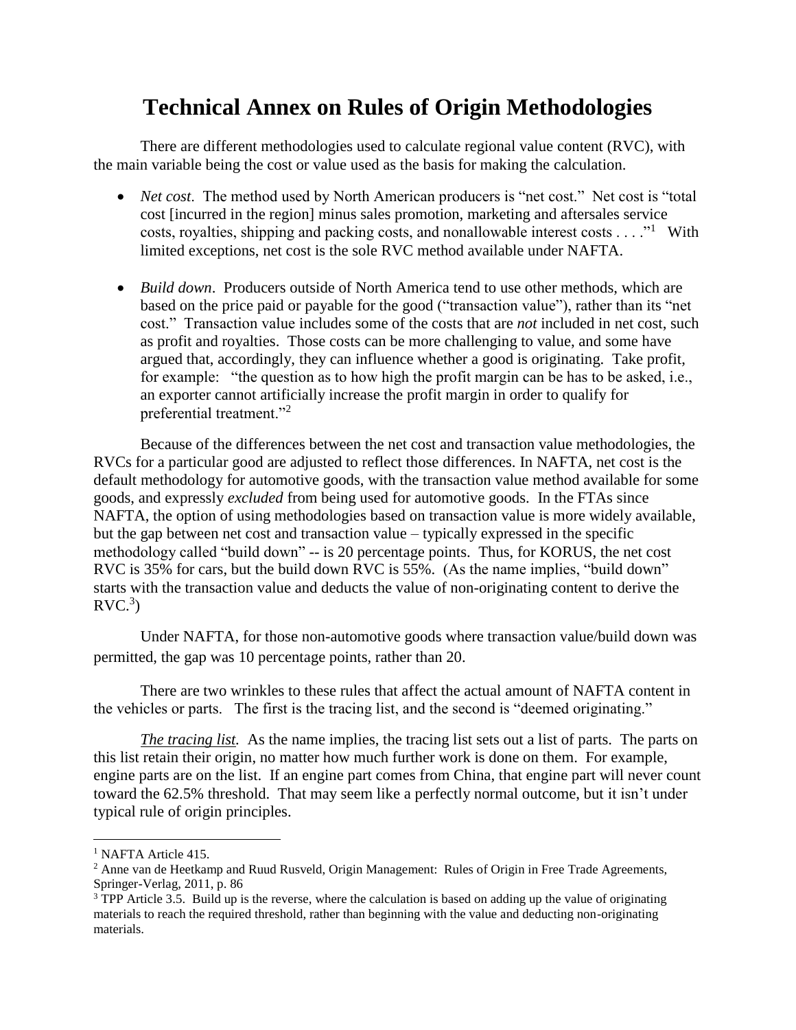# Technical Annex on Rules of Origin Methodologies

There are different methodologies used to calculate regional value content (RVC), with the main variable being the cost or value used as the basis for making the calculation.

- *Net cost*. The method used by North American producers is "net cost." Net cost is "total cost [incurred in the region] minus sales promotion, marketing and aftersales service costs, royalties, shipping and packing costs, and nonallowable interest costs . . . ."[1] With limited exceptions, net cost is the sole RVC method available under NAFTA.

- *Build down*. Producers outside of North America tend to use other methods, which are based on the price paid or payable for the good ("transaction value"), rather than its "net cost." Transaction value includes some of the costs that are *not* included in net cost, such as profit and royalties. Those costs can be more challenging to value, and some have argued that, accordingly, they can influence whether a good is originating. Take profit, for example: "the question as to how high the profit margin can be has to be asked, i.e., an exporter cannot artificially increase the profit margin in order to qualify for preferential treatment."[2]

Because of the differences between the net cost and transaction value methodologies, the RVCs for a particular good are adjusted to reflect those differences. In NAFTA, net cost is the default methodology for automotive goods, with the transaction value method available for some goods, and expressly *excluded* from being used for automotive goods. In the FTAs since NAFTA, the option of using methodologies based on transaction value is more widely available, but the gap between net cost and transaction value – typically expressed in the specific methodology called "build down" -- is 20 percentage points. Thus, for KORUS, the net cost RVC is 35% for cars, but the build down RVC is 55%. (As the name implies, "build down" starts with the transaction value and deducts the value of non-originating content to derive the RVC.[3])

Under NAFTA, for those non-automotive goods where transaction value/build down was permitted, the gap was 10 percentage points, rather than 20.

There are two wrinkles to these rules that affect the actual amount of NAFTA content in the vehicles or parts. The first is the tracing list, and the second is "deemed originating."

*The tracing list.* As the name implies, the tracing list sets out a list of parts. The parts on this list retain their origin, no matter how much further work is done on them. For example, engine parts are on the list. If an engine part comes from China, that engine part will never count toward the 62.5% threshold. That may seem like a perfectly normal outcome, but it isn't under typical rule of origin principles.

---

[1] NAFTA Article 415.

[2] Anne van de Heetkamp and Ruud Rusveld, Origin Management: Rules of Origin in Free Trade Agreements, Springer-Verlag, 2011, p. 86

[3] TPP Article 3.5. Build up is the reverse, where the calculation is based on adding up the value of originating materials to reach the required threshold, rather than beginning with the value and deducting non-originating materials.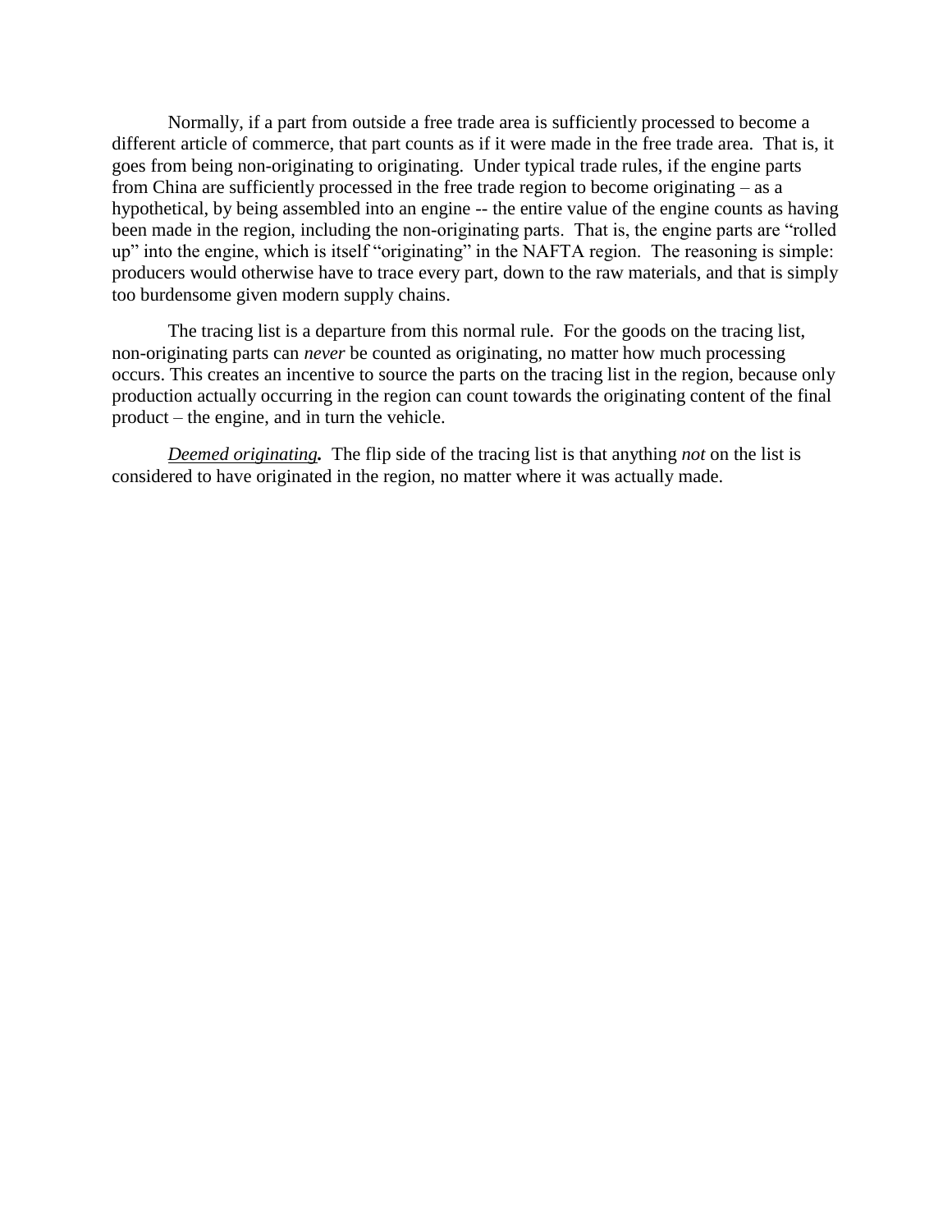Normally, if a part from outside a free trade area is sufficiently processed to become a different article of commerce, that part counts as if it were made in the free trade area. That is, it goes from being non-originating to originating. Under typical trade rules, if the engine parts from China are sufficiently processed in the free trade region to become originating – as a hypothetical, by being assembled into an engine -- the entire value of the engine counts as having been made in the region, including the non-originating parts. That is, the engine parts are "rolled up" into the engine, which is itself "originating" in the NAFTA region. The reasoning is simple: producers would otherwise have to trace every part, down to the raw materials, and that is simply too burdensome given modern supply chains.

The tracing list is a departure from this normal rule. For the goods on the tracing list, non-originating parts can *never* be counted as originating, no matter how much processing occurs. This creates an incentive to source the parts on the tracing list in the region, because only production actually occurring in the region can count towards the originating content of the final product – the engine, and in turn the vehicle.

***Deemed originating.*** The flip side of the tracing list is that anything *not* on the list is considered to have originated in the region, no matter where it was actually made.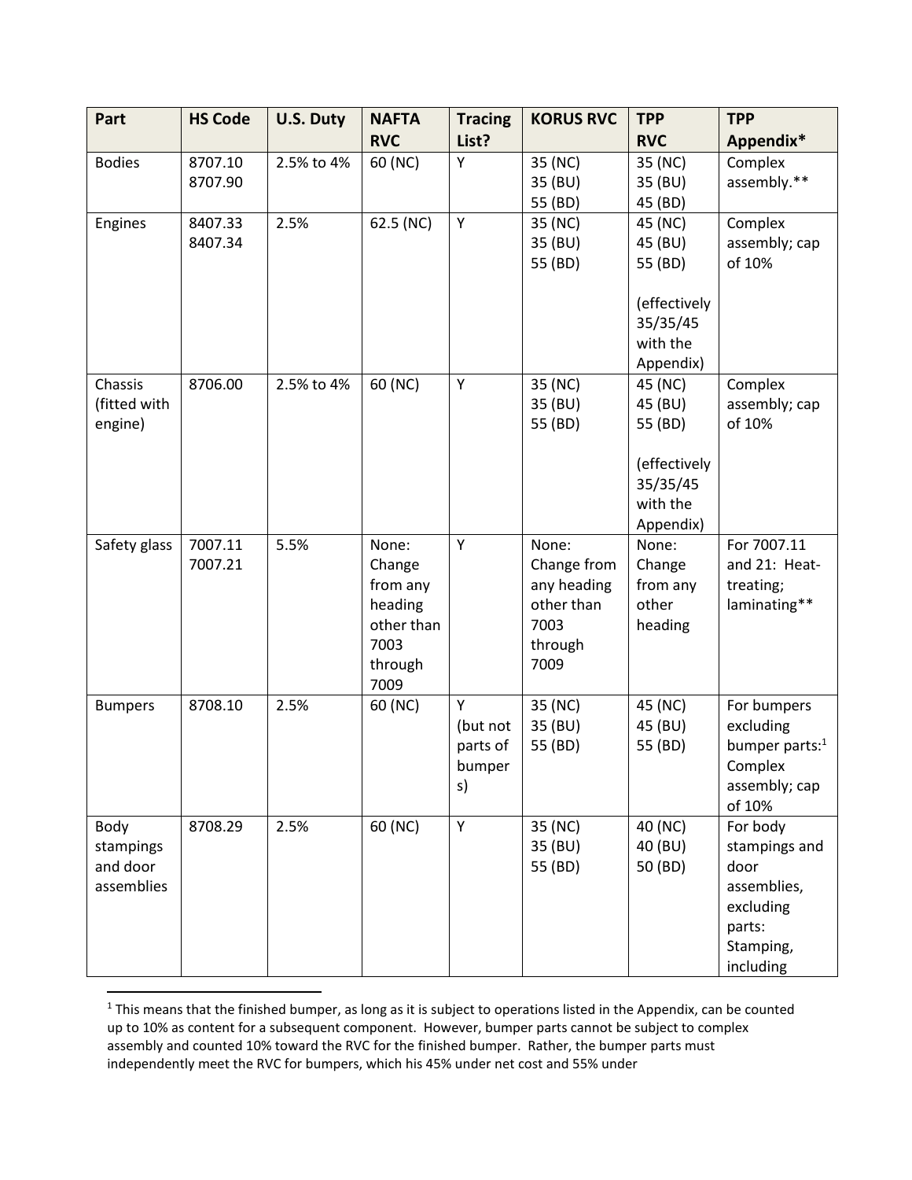| Part | HS Code | U.S. Duty | NAFTA RVC | Tracing List? | KORUS RVC | TPP RVC | TPP Appendix* |
|---|---|---|---|---|---|---|---|
| Bodies | 8707.10<br>8707.90 | 2.5% to 4% | 60 (NC) | Y | 35 (NC)<br>35 (BU)<br>55 (BD) | 35 (NC)<br>35 (BU)<br>45 (BD) | Complex assembly.** |
| Engines | 8407.33<br>8407.34 | 2.5% | 62.5 (NC) | Y | 35 (NC)<br>35 (BU)<br>55 (BD) | 45 (NC)<br>45 (BU)<br>55 (BD)<br><br>(effectively 35/35/45 with the Appendix) | Complex assembly; cap of 10% |
| Chassis (fitted with engine) | 8706.00 | 2.5% to 4% | 60 (NC) | Y | 35 (NC)<br>35 (BU)<br>55 (BD) | 45 (NC)<br>45 (BU)<br>55 (BD)<br><br>(effectively 35/35/45 with the Appendix) | Complex assembly; cap of 10% |
| Safety glass | 7007.11<br>7007.21 | 5.5% | None: Change from any heading other than 7003 through 7009 | Y | None: Change from any heading other than 7003 through 7009 | None: Change from any other heading | For 7007.11 and 21: Heat-treating; laminating** |
| Bumpers | 8708.10 | 2.5% | 60 (NC) | Y (but not parts of bumpers) | 35 (NC)<br>35 (BU)<br>55 (BD) | 45 (NC)<br>45 (BU)<br>55 (BD) | For bumpers excluding bumper parts:[1] Complex assembly; cap of 10% |
| Body stampings and door assemblies | 8708.29 | 2.5% | 60 (NC) | Y | 35 (NC)<br>35 (BU)<br>55 (BD) | 40 (NC)<br>40 (BU)<br>50 (BD) | For body stampings and door assemblies, excluding parts: Stamping, including |

[1] This means that the finished bumper, as long as it is subject to operations listed in the Appendix, can be counted up to 10% as content for a subsequent component. However, bumper parts cannot be subject to complex assembly and counted 10% toward the RVC for the finished bumper. Rather, the bumper parts must independently meet the RVC for bumpers, which his 45% under net cost and 55% under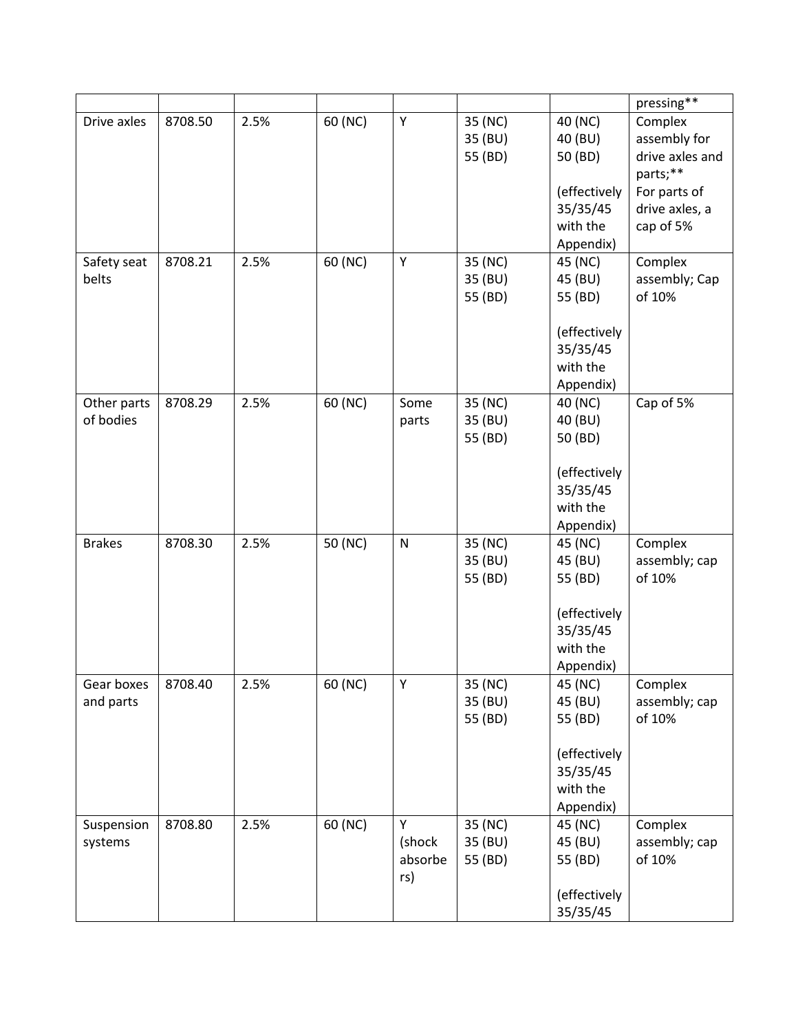| | | | | | | | pressing** |
|---|---|---|---|---|---|---|---|
| Drive axles | 8708.50 | 2.5% | 60 (NC) | Y | 35 (NC)<br>35 (BU)<br>55 (BD) | 40 (NC)<br>40 (BU)<br>50 (BD)<br><br>(effectively 35/35/45 with the Appendix) | Complex assembly for drive axles and parts;**<br>For parts of drive axles, a cap of 5% |
| Safety seat belts | 8708.21 | 2.5% | 60 (NC) | Y | 35 (NC)<br>35 (BU)<br>55 (BD) | 45 (NC)<br>45 (BU)<br>55 (BD)<br><br>(effectively 35/35/45 with the Appendix) | Complex assembly; Cap of 10% |
| Other parts of bodies | 8708.29 | 2.5% | 60 (NC) | Some parts | 35 (NC)<br>35 (BU)<br>55 (BD) | 40 (NC)<br>40 (BU)<br>50 (BD)<br><br>(effectively 35/35/45 with the Appendix) | Cap of 5% |
| Brakes | 8708.30 | 2.5% | 50 (NC) | N | 35 (NC)<br>35 (BU)<br>55 (BD) | 45 (NC)<br>45 (BU)<br>55 (BD)<br><br>(effectively 35/35/45 with the Appendix) | Complex assembly; cap of 10% |
| Gear boxes and parts | 8708.40 | 2.5% | 60 (NC) | Y | 35 (NC)<br>35 (BU)<br>55 (BD) | 45 (NC)<br>45 (BU)<br>55 (BD)<br><br>(effectively 35/35/45 with the Appendix) | Complex assembly; cap of 10% |
| Suspension systems | 8708.80 | 2.5% | 60 (NC) | Y (shock absorbers) | 35 (NC)<br>35 (BU)<br>55 (BD) | 45 (NC)<br>45 (BU)<br>55 (BD)<br><br>(effectively 35/35/45 | Complex assembly; cap of 10% |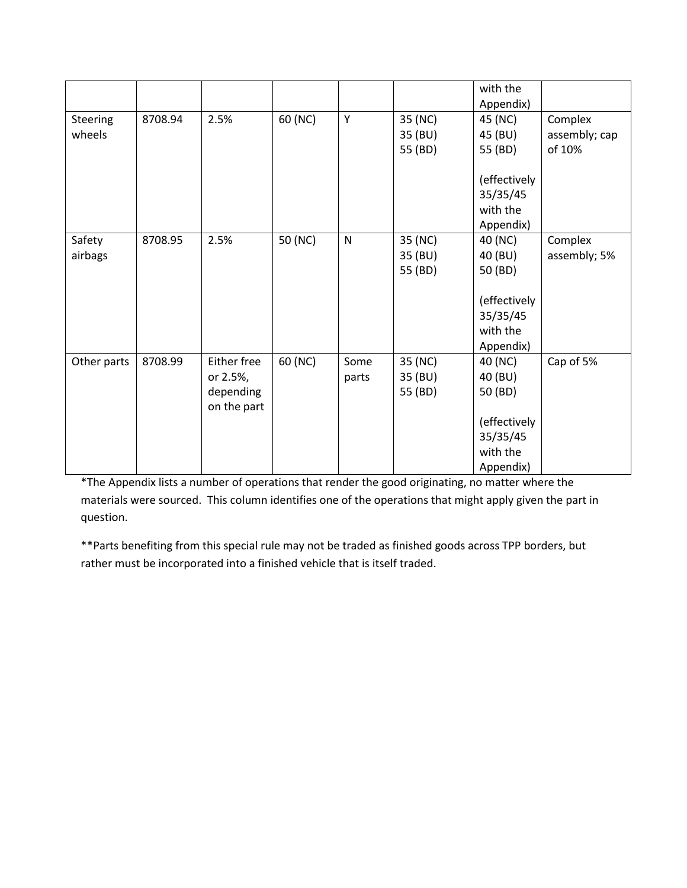| | | | | | | | |
|---|---|---|---|---|---|---|---|
| | | | | | | with the Appendix) | |
| Steering wheels | 8708.94 | 2.5% | 60 (NC) | Y | 35 (NC)<br>35 (BU)<br>55 (BD) | 45 (NC)<br>45 (BU)<br>55 (BD)<br><br>(effectively 35/35/45 with the Appendix) | Complex assembly; cap of 10% |
| Safety airbags | 8708.95 | 2.5% | 50 (NC) | N | 35 (NC)<br>35 (BU)<br>55 (BD) | 40 (NC)<br>40 (BU)<br>50 (BD)<br><br>(effectively 35/35/45 with the Appendix) | Complex assembly; 5% |
| Other parts | 8708.99 | Either free or 2.5%, depending on the part | 60 (NC) | Some parts | 35 (NC)<br>35 (BU)<br>55 (BD) | 40 (NC)<br>40 (BU)<br>50 (BD)<br><br>(effectively 35/35/45 with the Appendix) | Cap of 5% |

*The Appendix lists a number of operations that render the good originating, no matter where the materials were sourced. This column identifies one of the operations that might apply given the part in question.

**Parts benefiting from this special rule may not be traded as finished goods across TPP borders, but rather must be incorporated into a finished vehicle that is itself traded.